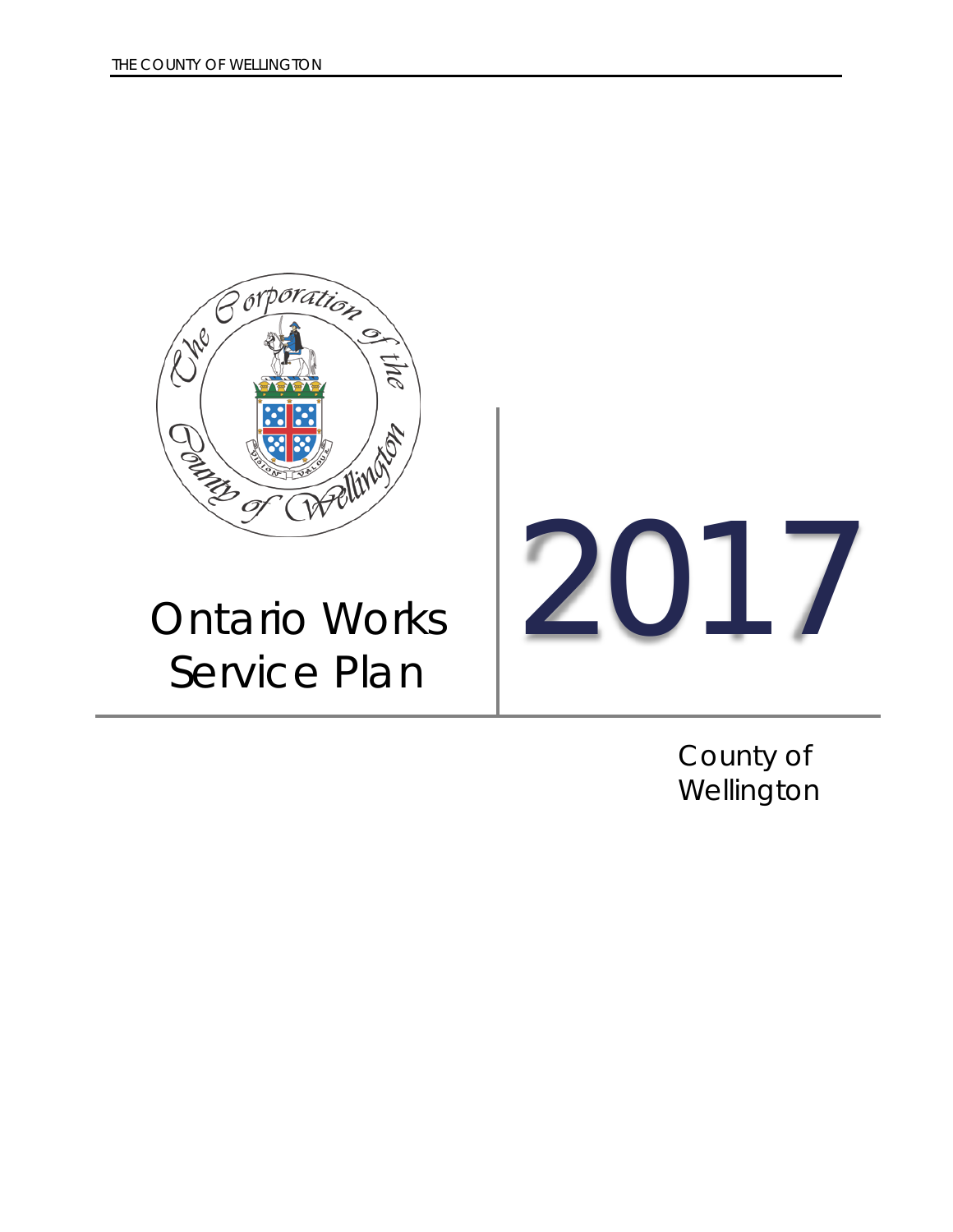# Ontario Works Service Plan

# 2017

County of Wellington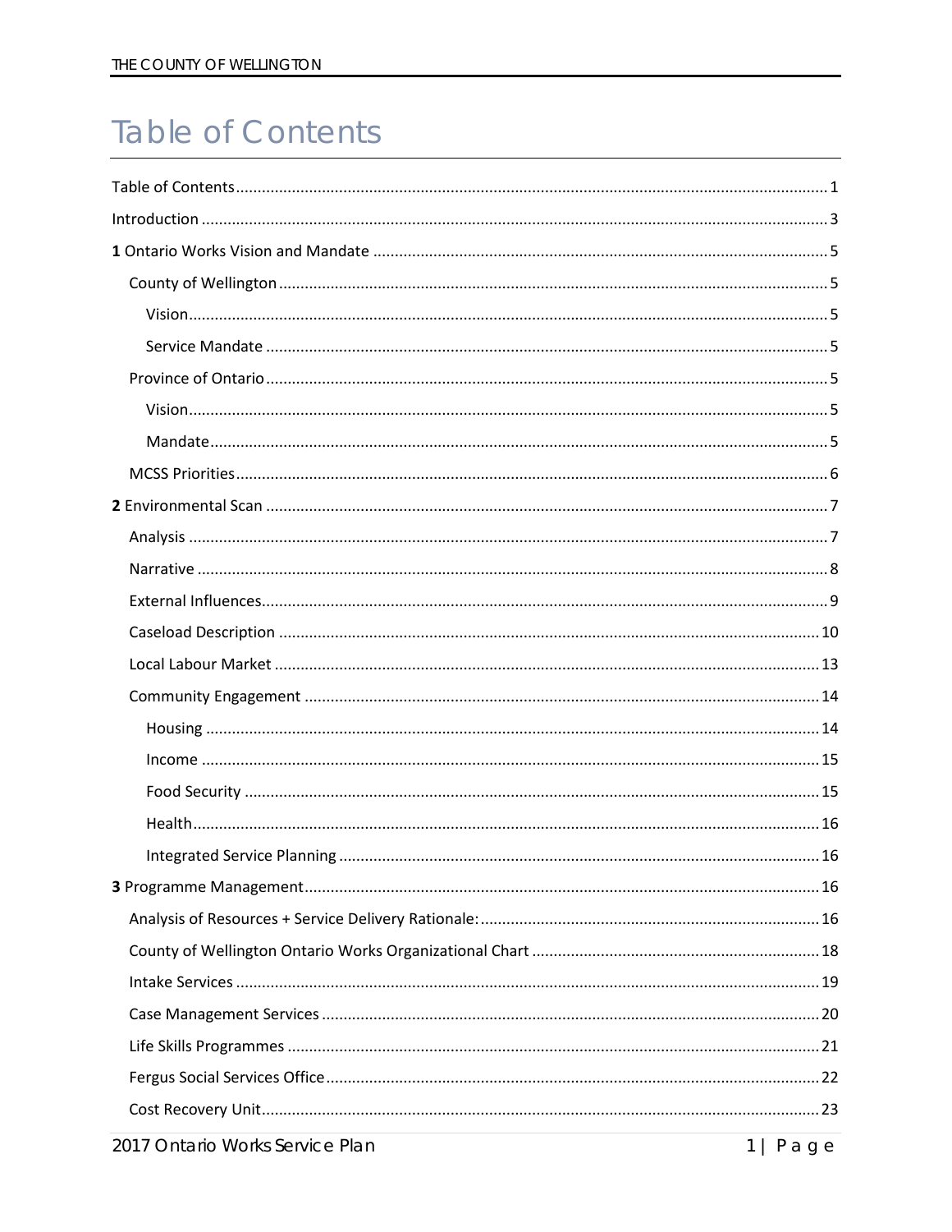# Table of Contents

Table of Contents ........................................................ 1

Introduction ........................................................ 3

**1** Ontario Works Vision and Mandate ........................................................ 5

- County of Wellington ........................................................ 5
  - Vision ........................................................ 5
  - Service Mandate ........................................................ 5
- Province of Ontario ........................................................ 5
  - Vision ........................................................ 5
  - Mandate ........................................................ 5
- MCSS Priorities ........................................................ 6

**2** Environmental Scan ........................................................ 7

- Analysis ........................................................ 7
- Narrative ........................................................ 8
- External Influences ........................................................ 9
- Caseload Description ........................................................ 10
- Local Labour Market ........................................................ 13
- Community Engagement ........................................................ 14
  - Housing ........................................................ 14
  - Income ........................................................ 15
  - Food Security ........................................................ 15
  - Health ........................................................ 16
  - Integrated Service Planning ........................................................ 16

**3** Programme Management ........................................................ 16

- Analysis of Resources + Service Delivery Rationale: ........................................................ 16
- County of Wellington Ontario Works Organizational Chart ........................................................ 18
- Intake Services ........................................................ 19
- Case Management Services ........................................................ 20
- Life Skills Programmes ........................................................ 21
- Fergus Social Services Office ........................................................ 22
- Cost Recovery Unit ........................................................ 23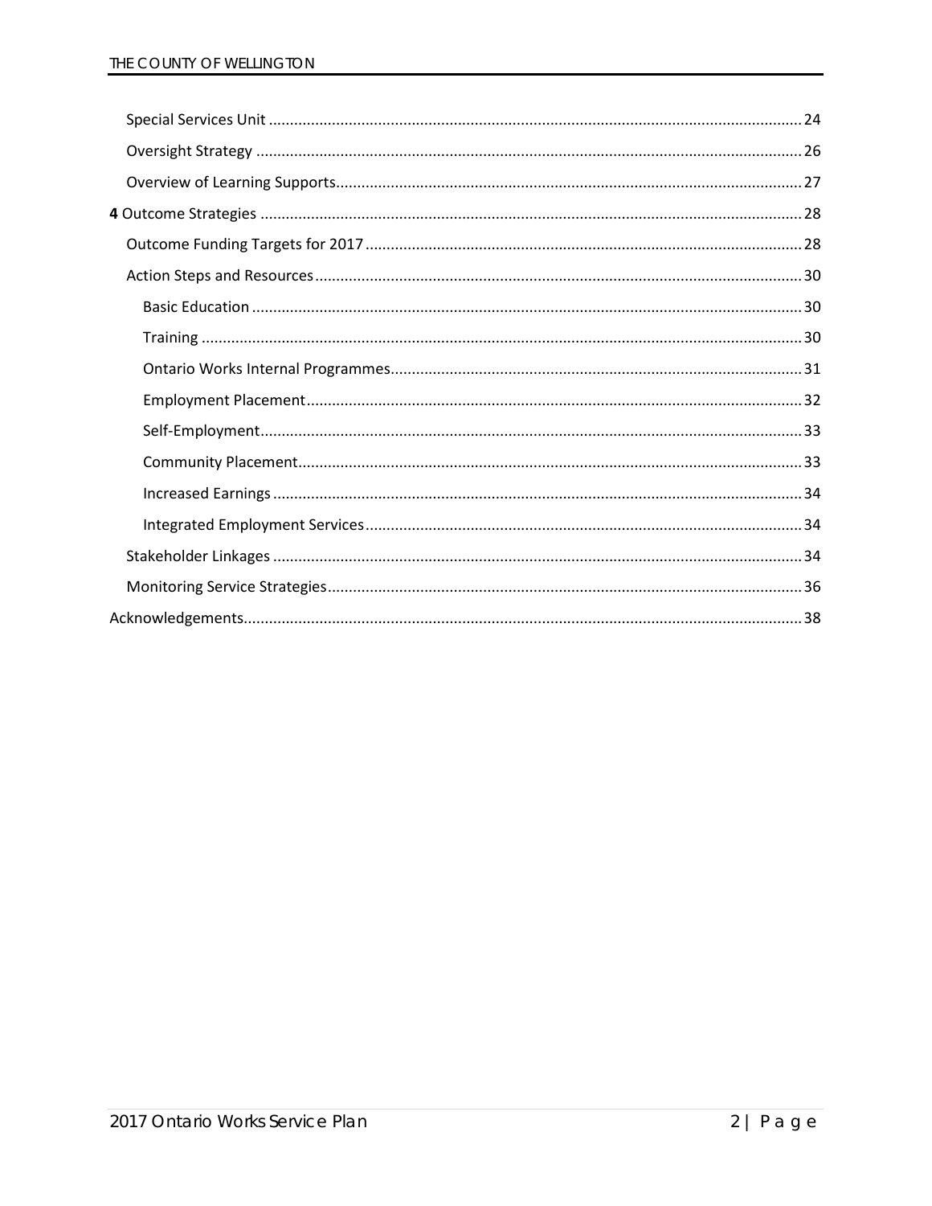- Special Services Unit ... 24
- Oversight Strategy ... 26
- Overview of Learning Supports ... 27

**4** Outcome Strategies ... 28

- Outcome Funding Targets for 2017 ... 28
- Action Steps and Resources ... 30
  - Basic Education ... 30
  - Training ... 30
  - Ontario Works Internal Programmes ... 31
  - Employment Placement ... 32
  - Self-Employment ... 33
  - Community Placement ... 33
  - Increased Earnings ... 34
  - Integrated Employment Services ... 34
- Stakeholder Linkages ... 34
- Monitoring Service Strategies ... 36

Acknowledgements ... 38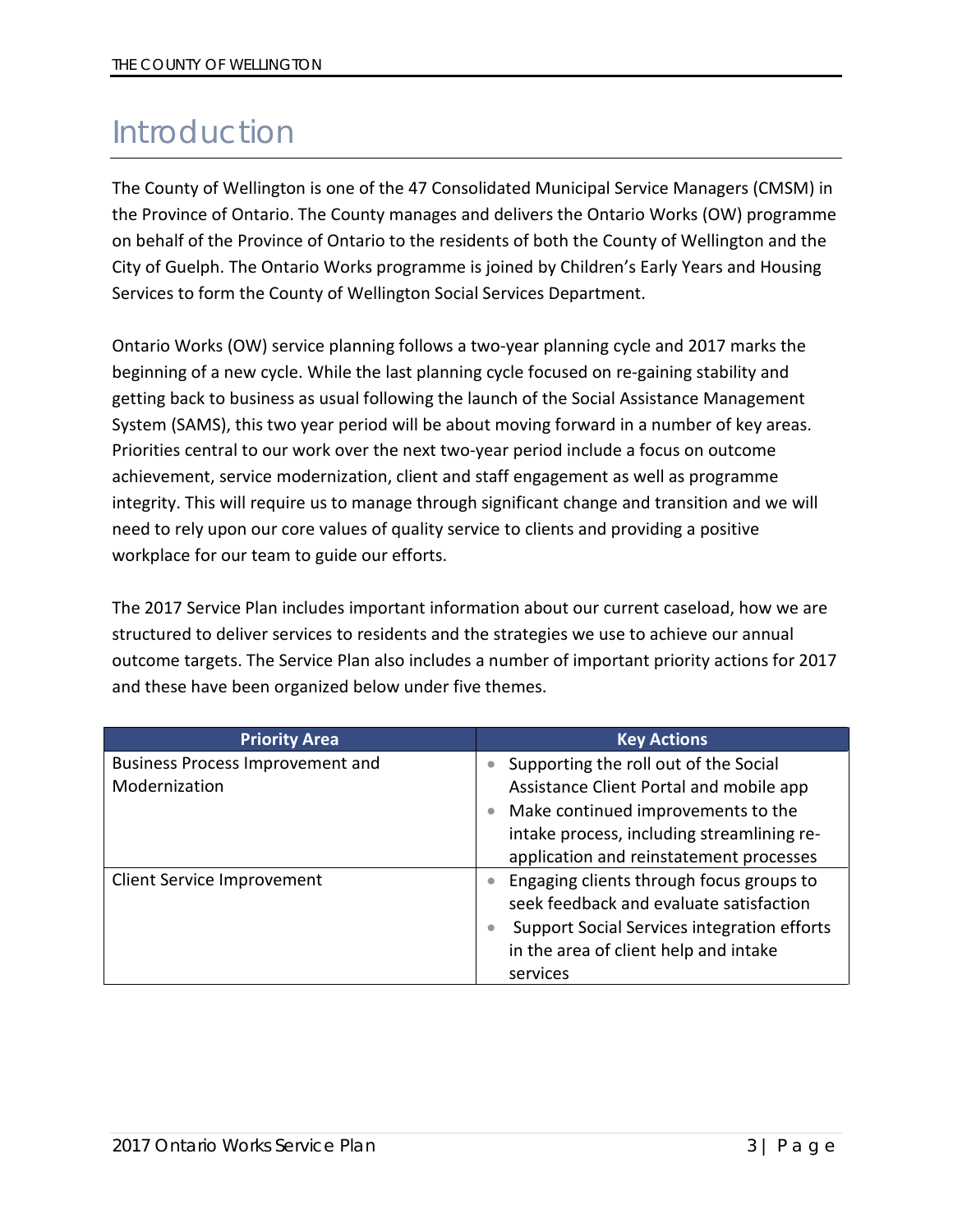# Introduction

The County of Wellington is one of the 47 Consolidated Municipal Service Managers (CMSM) in the Province of Ontario. The County manages and delivers the Ontario Works (OW) programme on behalf of the Province of Ontario to the residents of both the County of Wellington and the City of Guelph. The Ontario Works programme is joined by Children's Early Years and Housing Services to form the County of Wellington Social Services Department.

Ontario Works (OW) service planning follows a two-year planning cycle and 2017 marks the beginning of a new cycle. While the last planning cycle focused on re-gaining stability and getting back to business as usual following the launch of the Social Assistance Management System (SAMS), this two year period will be about moving forward in a number of key areas. Priorities central to our work over the next two-year period include a focus on outcome achievement, service modernization, client and staff engagement as well as programme integrity. This will require us to manage through significant change and transition and we will need to rely upon our core values of quality service to clients and providing a positive workplace for our team to guide our efforts.

The 2017 Service Plan includes important information about our current caseload, how we are structured to deliver services to residents and the strategies we use to achieve our annual outcome targets. The Service Plan also includes a number of important priority actions for 2017 and these have been organized below under five themes.

| Priority Area | Key Actions |
|---|---|
| Business Process Improvement and Modernization | • Supporting the roll out of the Social Assistance Client Portal and mobile app<br>• Make continued improvements to the intake process, including streamlining re-application and reinstatement processes |
| Client Service Improvement | • Engaging clients through focus groups to seek feedback and evaluate satisfaction<br>• Support Social Services integration efforts in the area of client help and intake services |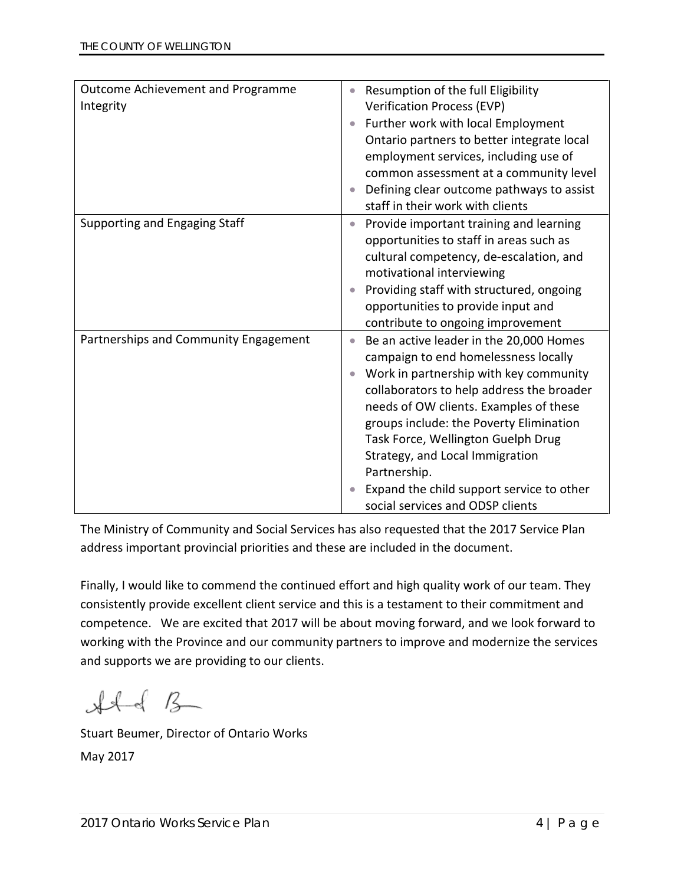| | |
|---|---|
| Outcome Achievement and Programme Integrity | • Resumption of the full Eligibility Verification Process (EVP)<br>• Further work with local Employment Ontario partners to better integrate local employment services, including use of common assessment at a community level<br>• Defining clear outcome pathways to assist staff in their work with clients |
| Supporting and Engaging Staff | • Provide important training and learning opportunities to staff in areas such as cultural competency, de-escalation, and motivational interviewing<br>• Providing staff with structured, ongoing opportunities to provide input and contribute to ongoing improvement |
| Partnerships and Community Engagement | • Be an active leader in the 20,000 Homes campaign to end homelessness locally<br>• Work in partnership with key community collaborators to help address the broader needs of OW clients. Examples of these groups include: the Poverty Elimination Task Force, Wellington Guelph Drug Strategy, and Local Immigration Partnership.<br>• Expand the child support service to other social services and ODSP clients |

The Ministry of Community and Social Services has also requested that the 2017 Service Plan address important provincial priorities and these are included in the document.

Finally, I would like to commend the continued effort and high quality work of our team. They consistently provide excellent client service and this is a testament to their commitment and competence. We are excited that 2017 will be about moving forward, and we look forward to working with the Province and our community partners to improve and modernize the services and supports we are providing to our clients.

Stuart Beumer, Director of Ontario Works

May 2017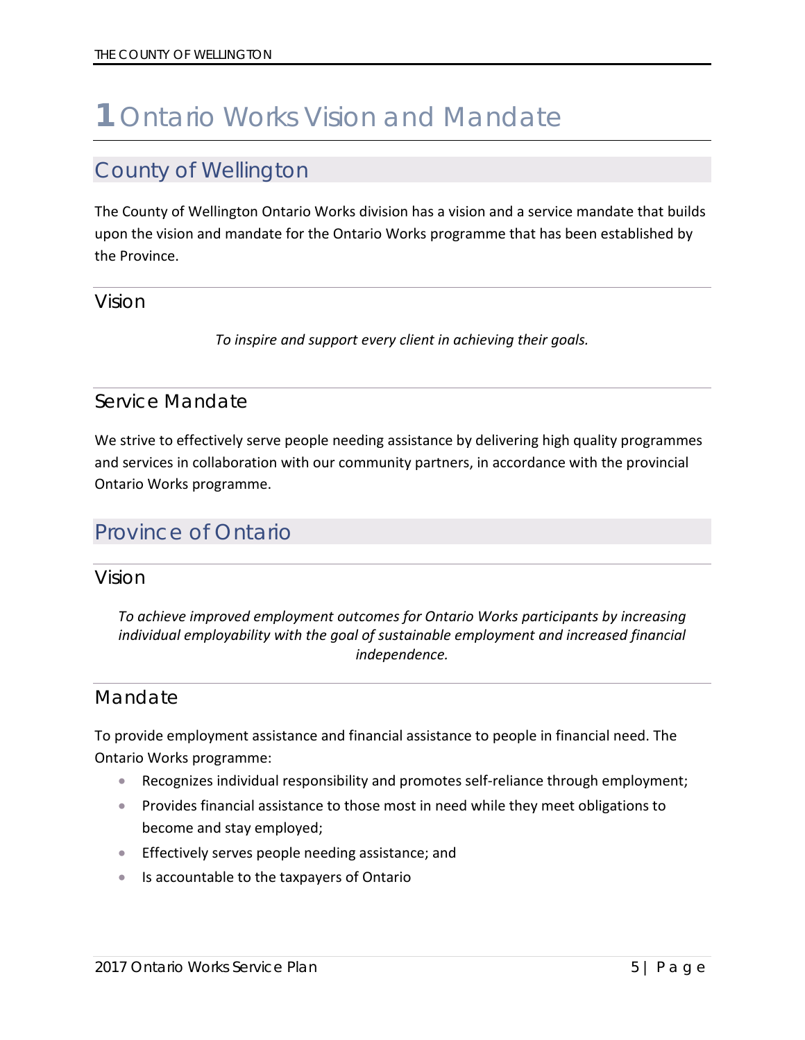# 1 Ontario Works Vision and Mandate

## County of Wellington

The County of Wellington Ontario Works division has a vision and a service mandate that builds upon the vision and mandate for the Ontario Works programme that has been established by the Province.

### Vision

*To inspire and support every client in achieving their goals.*

### Service Mandate

We strive to effectively serve people needing assistance by delivering high quality programmes and services in collaboration with our community partners, in accordance with the provincial Ontario Works programme.

## Province of Ontario

### Vision

*To achieve improved employment outcomes for Ontario Works participants by increasing individual employability with the goal of sustainable employment and increased financial independence.*

### Mandate

To provide employment assistance and financial assistance to people in financial need. The Ontario Works programme:

- Recognizes individual responsibility and promotes self-reliance through employment;
- Provides financial assistance to those most in need while they meet obligations to become and stay employed;
- Effectively serves people needing assistance; and
- Is accountable to the taxpayers of Ontario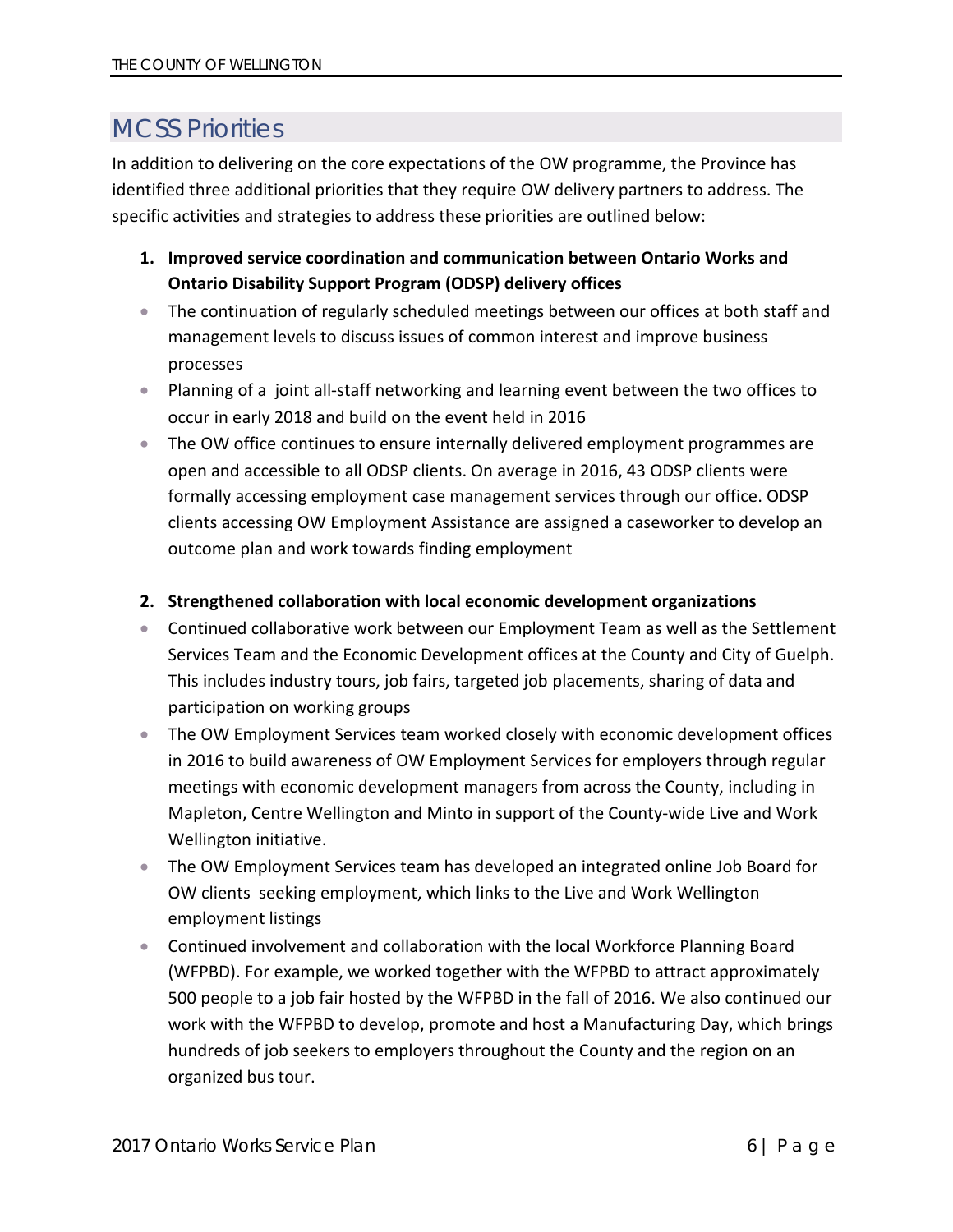## MCSS Priorities

In addition to delivering on the core expectations of the OW programme, the Province has identified three additional priorities that they require OW delivery partners to address. The specific activities and strategies to address these priorities are outlined below:

1. **Improved service coordination and communication between Ontario Works and Ontario Disability Support Program (ODSP) delivery offices**

- The continuation of regularly scheduled meetings between our offices at both staff and management levels to discuss issues of common interest and improve business processes
- Planning of a joint all-staff networking and learning event between the two offices to occur in early 2018 and build on the event held in 2016
- The OW office continues to ensure internally delivered employment programmes are open and accessible to all ODSP clients. On average in 2016, 43 ODSP clients were formally accessing employment case management services through our office. ODSP clients accessing OW Employment Assistance are assigned a caseworker to develop an outcome plan and work towards finding employment

2. **Strengthened collaboration with local economic development organizations**

- Continued collaborative work between our Employment Team as well as the Settlement Services Team and the Economic Development offices at the County and City of Guelph. This includes industry tours, job fairs, targeted job placements, sharing of data and participation on working groups
- The OW Employment Services team worked closely with economic development offices in 2016 to build awareness of OW Employment Services for employers through regular meetings with economic development managers from across the County, including in Mapleton, Centre Wellington and Minto in support of the County-wide Live and Work Wellington initiative.
- The OW Employment Services team has developed an integrated online Job Board for OW clients seeking employment, which links to the Live and Work Wellington employment listings
- Continued involvement and collaboration with the local Workforce Planning Board (WFPBD). For example, we worked together with the WFPBD to attract approximately 500 people to a job fair hosted by the WFPBD in the fall of 2016. We also continued our work with the WFPBD to develop, promote and host a Manufacturing Day, which brings hundreds of job seekers to employers throughout the County and the region on an organized bus tour.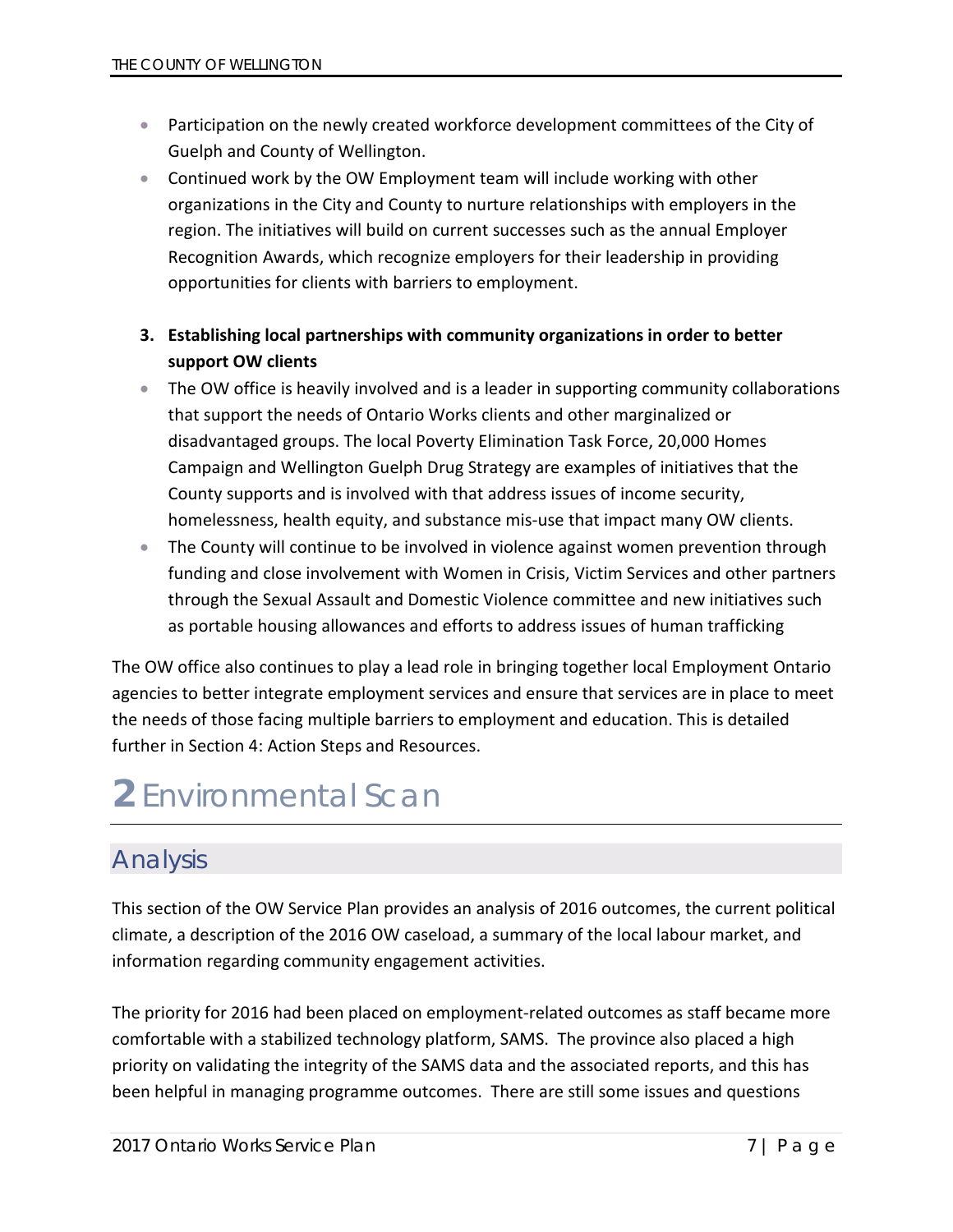- Participation on the newly created workforce development committees of the City of Guelph and County of Wellington.
- Continued work by the OW Employment team will include working with other organizations in the City and County to nurture relationships with employers in the region. The initiatives will build on current successes such as the annual Employer Recognition Awards, which recognize employers for their leadership in providing opportunities for clients with barriers to employment.

3. **Establishing local partnerships with community organizations in order to better support OW clients**

- The OW office is heavily involved and is a leader in supporting community collaborations that support the needs of Ontario Works clients and other marginalized or disadvantaged groups. The local Poverty Elimination Task Force, 20,000 Homes Campaign and Wellington Guelph Drug Strategy are examples of initiatives that the County supports and is involved with that address issues of income security, homelessness, health equity, and substance mis-use that impact many OW clients.
- The County will continue to be involved in violence against women prevention through funding and close involvement with Women in Crisis, Victim Services and other partners through the Sexual Assault and Domestic Violence committee and new initiatives such as portable housing allowances and efforts to address issues of human trafficking

The OW office also continues to play a lead role in bringing together local Employment Ontario agencies to better integrate employment services and ensure that services are in place to meet the needs of those facing multiple barriers to employment and education. This is detailed further in Section 4: Action Steps and Resources.

# 2 Environmental Scan

## Analysis

This section of the OW Service Plan provides an analysis of 2016 outcomes, the current political climate, a description of the 2016 OW caseload, a summary of the local labour market, and information regarding community engagement activities.

The priority for 2016 had been placed on employment-related outcomes as staff became more comfortable with a stabilized technology platform, SAMS. The province also placed a high priority on validating the integrity of the SAMS data and the associated reports, and this has been helpful in managing programme outcomes. There are still some issues and questions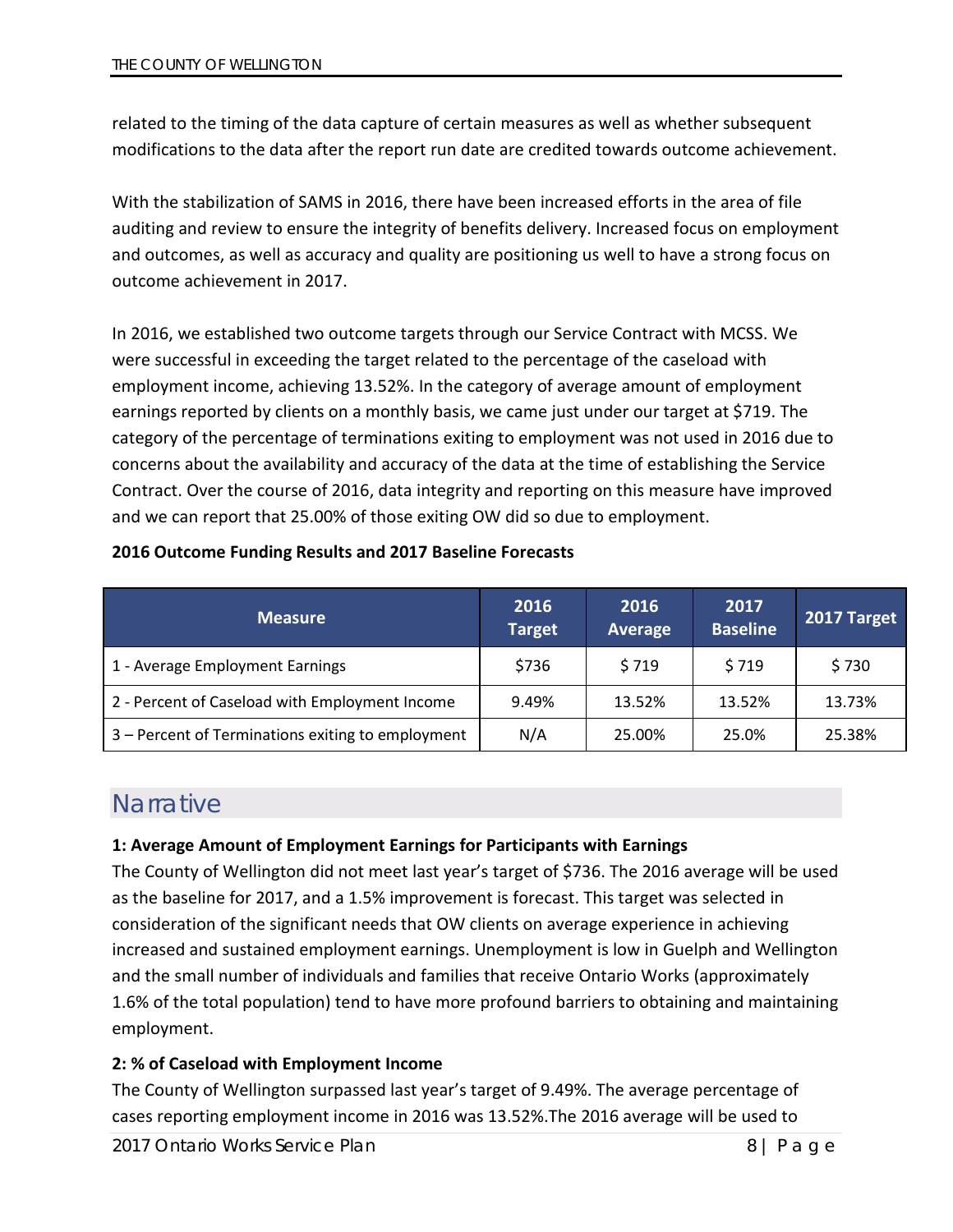related to the timing of the data capture of certain measures as well as whether subsequent modifications to the data after the report run date are credited towards outcome achievement.

With the stabilization of SAMS in 2016, there have been increased efforts in the area of file auditing and review to ensure the integrity of benefits delivery. Increased focus on employment and outcomes, as well as accuracy and quality are positioning us well to have a strong focus on outcome achievement in 2017.

In 2016, we established two outcome targets through our Service Contract with MCSS. We were successful in exceeding the target related to the percentage of the caseload with employment income, achieving 13.52%. In the category of average amount of employment earnings reported by clients on a monthly basis, we came just under our target at $719. The category of the percentage of terminations exiting to employment was not used in 2016 due to concerns about the availability and accuracy of the data at the time of establishing the Service Contract. Over the course of 2016, data integrity and reporting on this measure have improved and we can report that 25.00% of those exiting OW did so due to employment.

**2016 Outcome Funding Results and 2017 Baseline Forecasts**

| Measure | 2016 Target | 2016 Average | 2017 Baseline | 2017 Target |
|---|---|---|---|---|
| 1 - Average Employment Earnings | $736 | $ 719 | $ 719 | $ 730 |
| 2 - Percent of Caseload with Employment Income | 9.49% | 13.52% | 13.52% | 13.73% |
| 3 – Percent of Terminations exiting to employment | N/A | 25.00% | 25.0% | 25.38% |

## Narrative

**1: Average Amount of Employment Earnings for Participants with Earnings**

The County of Wellington did not meet last year's target of $736. The 2016 average will be used as the baseline for 2017, and a 1.5% improvement is forecast. This target was selected in consideration of the significant needs that OW clients on average experience in achieving increased and sustained employment earnings. Unemployment is low in Guelph and Wellington and the small number of individuals and families that receive Ontario Works (approximately 1.6% of the total population) tend to have more profound barriers to obtaining and maintaining employment.

**2: % of Caseload with Employment Income**

The County of Wellington surpassed last year's target of 9.49%. The average percentage of cases reporting employment income in 2016 was 13.52%.The 2016 average will be used to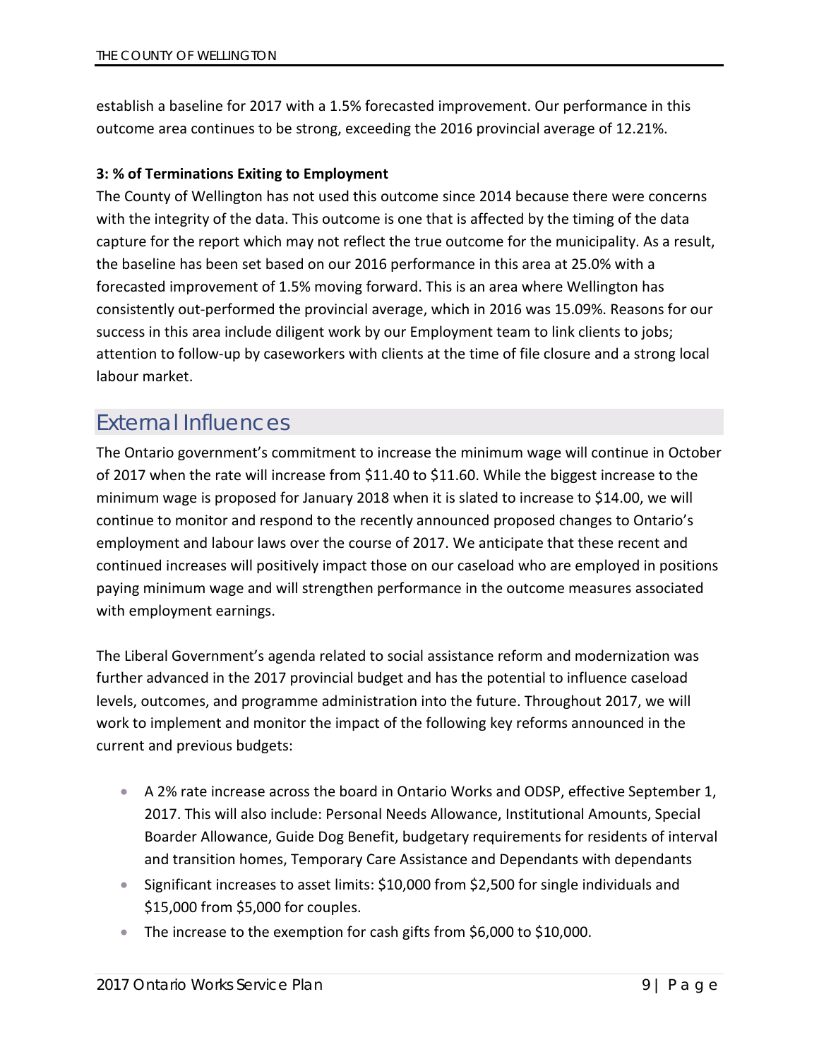establish a baseline for 2017 with a 1.5% forecasted improvement. Our performance in this outcome area continues to be strong, exceeding the 2016 provincial average of 12.21%.

**3: % of Terminations Exiting to Employment**

The County of Wellington has not used this outcome since 2014 because there were concerns with the integrity of the data. This outcome is one that is affected by the timing of the data capture for the report which may not reflect the true outcome for the municipality. As a result, the baseline has been set based on our 2016 performance in this area at 25.0% with a forecasted improvement of 1.5% moving forward. This is an area where Wellington has consistently out-performed the provincial average, which in 2016 was 15.09%. Reasons for our success in this area include diligent work by our Employment team to link clients to jobs; attention to follow-up by caseworkers with clients at the time of file closure and a strong local labour market.

## External Influences

The Ontario government's commitment to increase the minimum wage will continue in October of 2017 when the rate will increase from $11.40 to $11.60. While the biggest increase to the minimum wage is proposed for January 2018 when it is slated to increase to $14.00, we will continue to monitor and respond to the recently announced proposed changes to Ontario's employment and labour laws over the course of 2017. We anticipate that these recent and continued increases will positively impact those on our caseload who are employed in positions paying minimum wage and will strengthen performance in the outcome measures associated with employment earnings.

The Liberal Government's agenda related to social assistance reform and modernization was further advanced in the 2017 provincial budget and has the potential to influence caseload levels, outcomes, and programme administration into the future. Throughout 2017, we will work to implement and monitor the impact of the following key reforms announced in the current and previous budgets:

- A 2% rate increase across the board in Ontario Works and ODSP, effective September 1, 2017. This will also include: Personal Needs Allowance, Institutional Amounts, Special Boarder Allowance, Guide Dog Benefit, budgetary requirements for residents of interval and transition homes, Temporary Care Assistance and Dependants with dependants
- Significant increases to asset limits: $10,000 from $2,500 for single individuals and $15,000 from $5,000 for couples.
- The increase to the exemption for cash gifts from $6,000 to $10,000.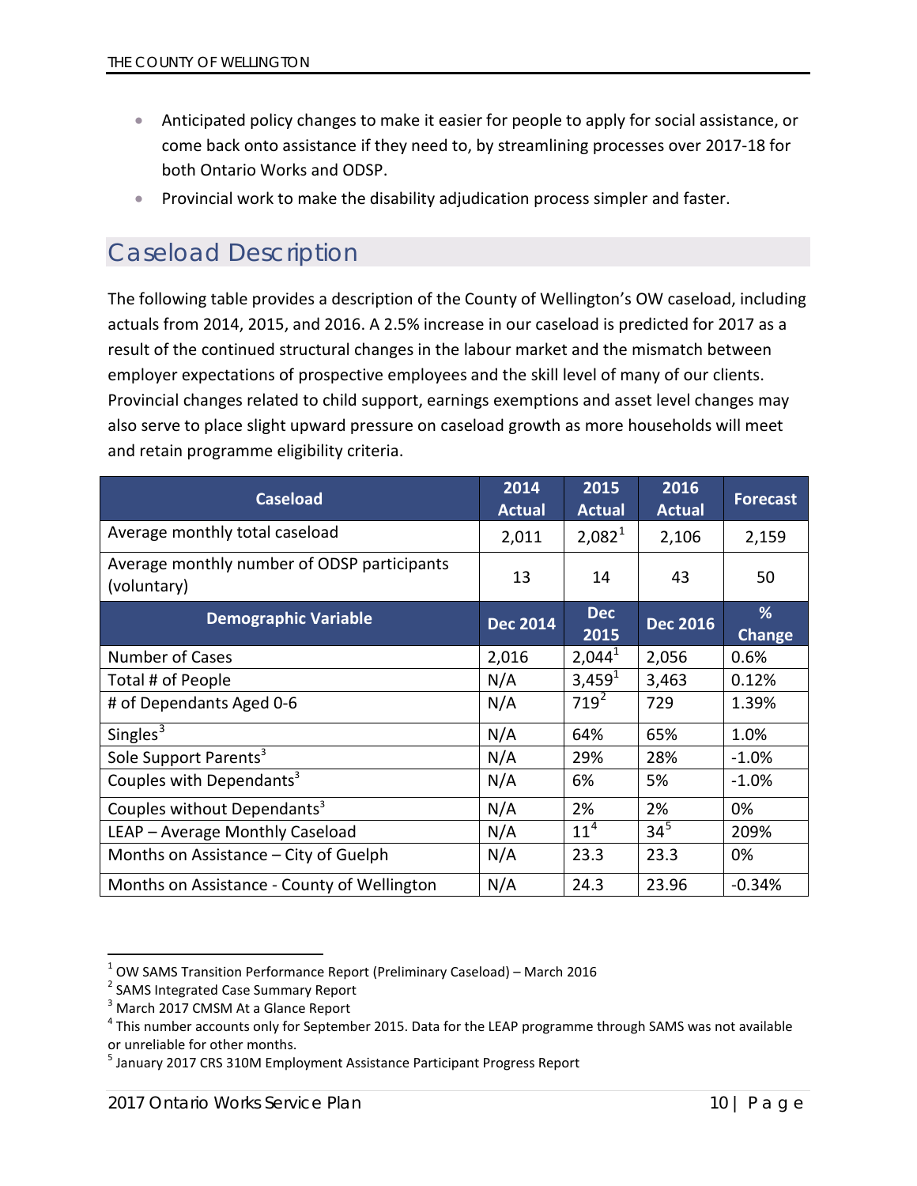- Anticipated policy changes to make it easier for people to apply for social assistance, or come back onto assistance if they need to, by streamlining processes over 2017-18 for both Ontario Works and ODSP.
- Provincial work to make the disability adjudication process simpler and faster.

## Caseload Description

The following table provides a description of the County of Wellington's OW caseload, including actuals from 2014, 2015, and 2016. A 2.5% increase in our caseload is predicted for 2017 as a result of the continued structural changes in the labour market and the mismatch between employer expectations of prospective employees and the skill level of many of our clients. Provincial changes related to child support, earnings exemptions and asset level changes may also serve to place slight upward pressure on caseload growth as more households will meet and retain programme eligibility criteria.

| Caseload | 2014 Actual | 2015 Actual | 2016 Actual | Forecast |
|---|---|---|---|---|
| Average monthly total caseload | 2,011 | 2,082[1] | 2,106 | 2,159 |
| Average monthly number of ODSP participants (voluntary) | 13 | 14 | 43 | 50 |
| **Demographic Variable** | **Dec 2014** | **Dec 2015** | **Dec 2016** | **% Change** |
| Number of Cases | 2,016 | 2,044[1] | 2,056 | 0.6% |
| Total # of People | N/A | 3,459[1] | 3,463 | 0.12% |
| # of Dependants Aged 0-6 | N/A | 719[2] | 729 | 1.39% |
| Singles[3] | N/A | 64% | 65% | 1.0% |
| Sole Support Parents[3] | N/A | 29% | 28% | -1.0% |
| Couples with Dependants[3] | N/A | 6% | 5% | -1.0% |
| Couples without Dependants[3] | N/A | 2% | 2% | 0% |
| LEAP – Average Monthly Caseload | N/A | 11[4] | 34[5] | 209% |
| Months on Assistance – City of Guelph | N/A | 23.3 | 23.3 | 0% |
| Months on Assistance - County of Wellington | N/A | 24.3 | 23.96 | -0.34% |

[1] OW SAMS Transition Performance Report (Preliminary Caseload) – March 2016

[2] SAMS Integrated Case Summary Report

[3] March 2017 CMSM At a Glance Report

[4] This number accounts only for September 2015. Data for the LEAP programme through SAMS was not available or unreliable for other months.

[5] January 2017 CRS 310M Employment Assistance Participant Progress Report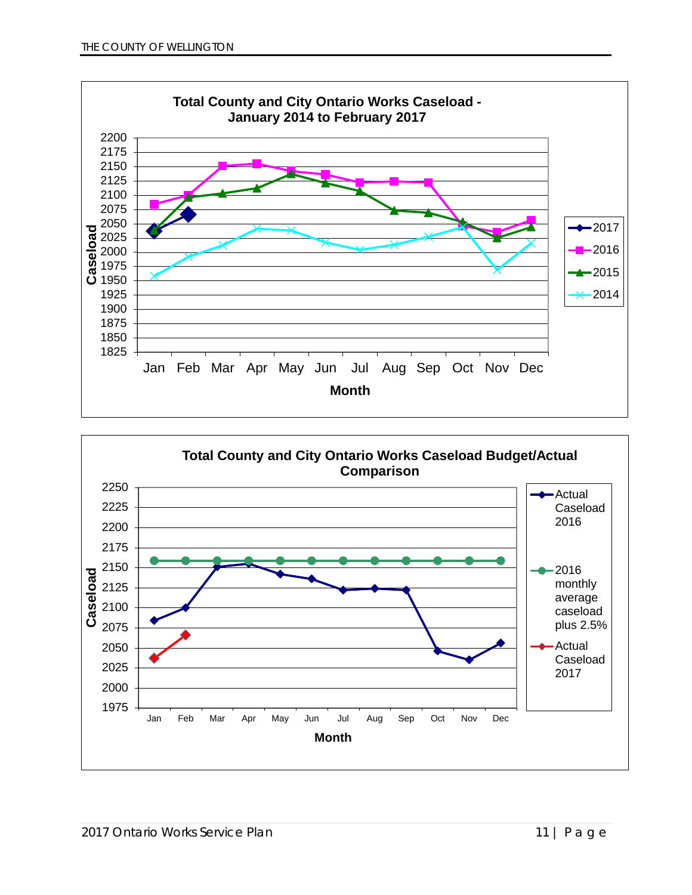**Total County and City Ontario Works Caseload - January 2014 to February 2017**

Caseload

2200
2175
2150
2125
2100
2075
2050
2025
2000
1975
1950
1925
1900
1875
1850
1825

Jan Feb Mar Apr May Jun Jul Aug Sep Oct Nov Dec

Month

2017
2016
2015
2014

**Total County and City Ontario Works Caseload Budget/Actual Comparison**

Caseload

2250
2225
2200
2175
2150
2125
2100
2075
2050
2025
2000
1975

Jan Feb Mar Apr May Jun Jul Aug Sep Oct Nov Dec

Month

Actual Caseload 2016

2016 monthly average caseload plus 2.5%

Actual Caseload 2017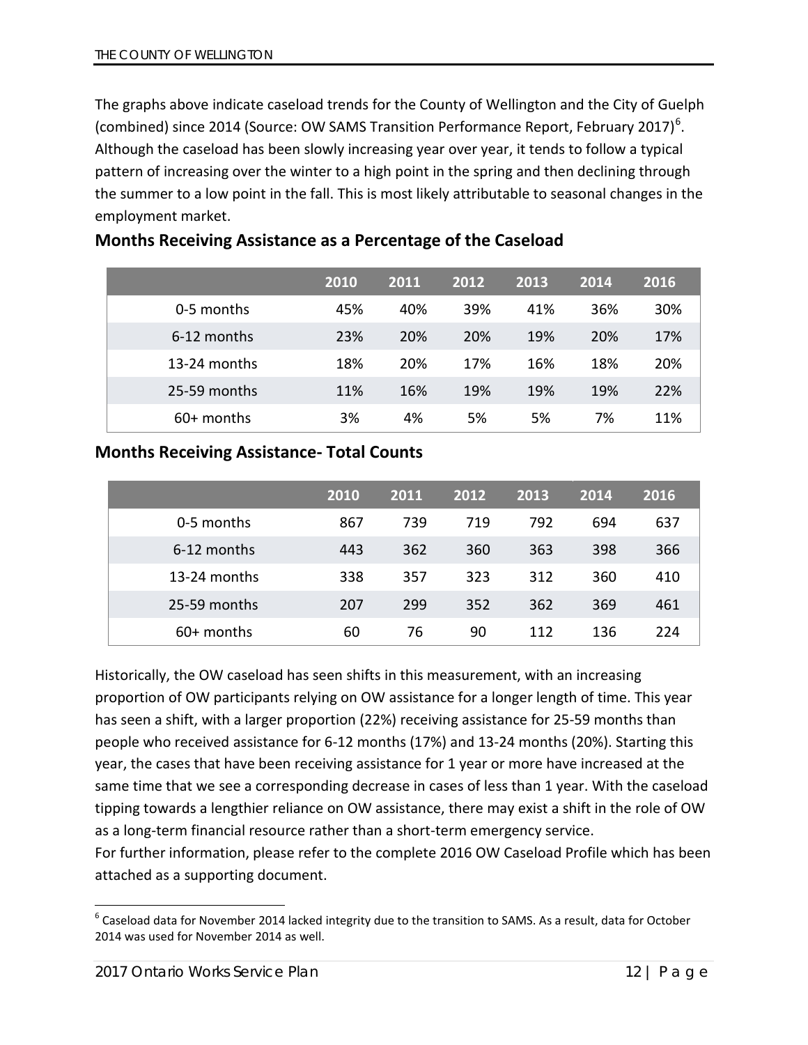The graphs above indicate caseload trends for the County of Wellington and the City of Guelph (combined) since 2014 (Source: OW SAMS Transition Performance Report, February 2017)[6]. Although the caseload has been slowly increasing year over year, it tends to follow a typical pattern of increasing over the winter to a high point in the spring and then declining through the summer to a low point in the fall. This is most likely attributable to seasonal changes in the employment market.

## Months Receiving Assistance as a Percentage of the Caseload

| | 2010 | 2011 | 2012 | 2013 | 2014 | 2016 |
|---|---|---|---|---|---|---|
| 0-5 months | 45% | 40% | 39% | 41% | 36% | 30% |
| 6-12 months | 23% | 20% | 20% | 19% | 20% | 17% |
| 13-24 months | 18% | 20% | 17% | 16% | 18% | 20% |
| 25-59 months | 11% | 16% | 19% | 19% | 19% | 22% |
| 60+ months | 3% | 4% | 5% | 5% | 7% | 11% |

## Months Receiving Assistance- Total Counts

| | 2010 | 2011 | 2012 | 2013 | 2014 | 2016 |
|---|---|---|---|---|---|---|
| 0-5 months | 867 | 739 | 719 | 792 | 694 | 637 |
| 6-12 months | 443 | 362 | 360 | 363 | 398 | 366 |
| 13-24 months | 338 | 357 | 323 | 312 | 360 | 410 |
| 25-59 months | 207 | 299 | 352 | 362 | 369 | 461 |
| 60+ months | 60 | 76 | 90 | 112 | 136 | 224 |

Historically, the OW caseload has seen shifts in this measurement, with an increasing proportion of OW participants relying on OW assistance for a longer length of time. This year has seen a shift, with a larger proportion (22%) receiving assistance for 25-59 months than people who received assistance for 6-12 months (17%) and 13-24 months (20%). Starting this year, the cases that have been receiving assistance for 1 year or more have increased at the same time that we see a corresponding decrease in cases of less than 1 year. With the caseload tipping towards a lengthier reliance on OW assistance, there may exist a shift in the role of OW as a long-term financial resource rather than a short-term emergency service.

For further information, please refer to the complete 2016 OW Caseload Profile which has been attached as a supporting document.

[6] Caseload data for November 2014 lacked integrity due to the transition to SAMS. As a result, data for October 2014 was used for November 2014 as well.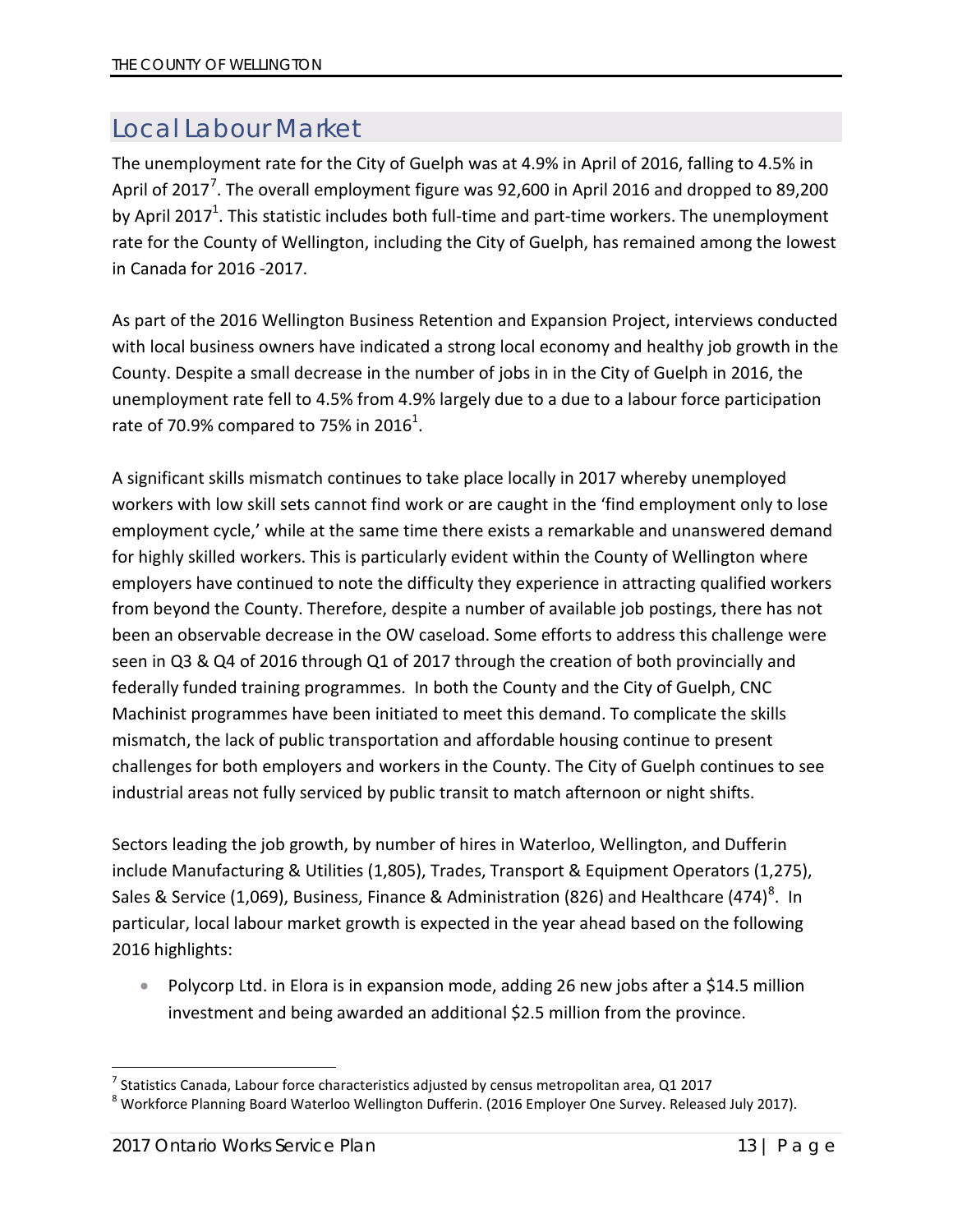## Local Labour Market

The unemployment rate for the City of Guelph was at 4.9% in April of 2016, falling to 4.5% in April of 2017[7]. The overall employment figure was 92,600 in April 2016 and dropped to 89,200 by April 2017[1]. This statistic includes both full-time and part-time workers. The unemployment rate for the County of Wellington, including the City of Guelph, has remained among the lowest in Canada for 2016 -2017.

As part of the 2016 Wellington Business Retention and Expansion Project, interviews conducted with local business owners have indicated a strong local economy and healthy job growth in the County. Despite a small decrease in the number of jobs in in the City of Guelph in 2016, the unemployment rate fell to 4.5% from 4.9% largely due to a due to a labour force participation rate of 70.9% compared to 75% in 2016[1].

A significant skills mismatch continues to take place locally in 2017 whereby unemployed workers with low skill sets cannot find work or are caught in the 'find employment only to lose employment cycle,' while at the same time there exists a remarkable and unanswered demand for highly skilled workers. This is particularly evident within the County of Wellington where employers have continued to note the difficulty they experience in attracting qualified workers from beyond the County. Therefore, despite a number of available job postings, there has not been an observable decrease in the OW caseload. Some efforts to address this challenge were seen in Q3 & Q4 of 2016 through Q1 of 2017 through the creation of both provincially and federally funded training programmes. In both the County and the City of Guelph, CNC Machinist programmes have been initiated to meet this demand. To complicate the skills mismatch, the lack of public transportation and affordable housing continue to present challenges for both employers and workers in the County. The City of Guelph continues to see industrial areas not fully serviced by public transit to match afternoon or night shifts.

Sectors leading the job growth, by number of hires in Waterloo, Wellington, and Dufferin include Manufacturing & Utilities (1,805), Trades, Transport & Equipment Operators (1,275), Sales & Service (1,069), Business, Finance & Administration (826) and Healthcare (474)[8]. In particular, local labour market growth is expected in the year ahead based on the following 2016 highlights:

- Polycorp Ltd. in Elora is in expansion mode, adding 26 new jobs after a $14.5 million investment and being awarded an additional $2.5 million from the province.

---

[7] Statistics Canada, Labour force characteristics adjusted by census metropolitan area, Q1 2017

[8] Workforce Planning Board Waterloo Wellington Dufferin. (2016 Employer One Survey. Released July 2017).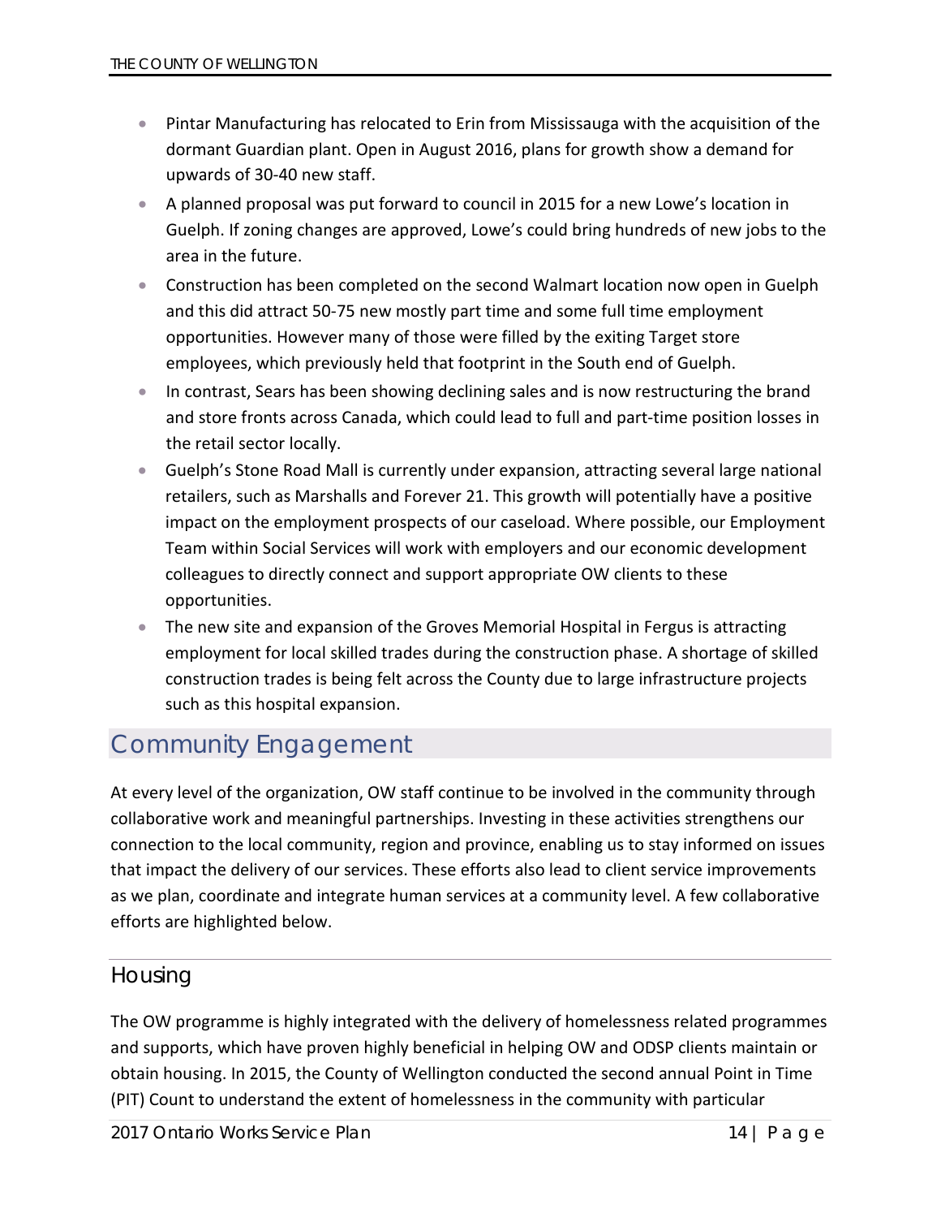- Pintar Manufacturing has relocated to Erin from Mississauga with the acquisition of the dormant Guardian plant. Open in August 2016, plans for growth show a demand for upwards of 30-40 new staff.
- A planned proposal was put forward to council in 2015 for a new Lowe's location in Guelph. If zoning changes are approved, Lowe's could bring hundreds of new jobs to the area in the future.
- Construction has been completed on the second Walmart location now open in Guelph and this did attract 50-75 new mostly part time and some full time employment opportunities. However many of those were filled by the exiting Target store employees, which previously held that footprint in the South end of Guelph.
- In contrast, Sears has been showing declining sales and is now restructuring the brand and store fronts across Canada, which could lead to full and part-time position losses in the retail sector locally.
- Guelph's Stone Road Mall is currently under expansion, attracting several large national retailers, such as Marshalls and Forever 21. This growth will potentially have a positive impact on the employment prospects of our caseload. Where possible, our Employment Team within Social Services will work with employers and our economic development colleagues to directly connect and support appropriate OW clients to these opportunities.
- The new site and expansion of the Groves Memorial Hospital in Fergus is attracting employment for local skilled trades during the construction phase. A shortage of skilled construction trades is being felt across the County due to large infrastructure projects such as this hospital expansion.

## Community Engagement

At every level of the organization, OW staff continue to be involved in the community through collaborative work and meaningful partnerships. Investing in these activities strengthens our connection to the local community, region and province, enabling us to stay informed on issues that impact the delivery of our services. These efforts also lead to client service improvements as we plan, coordinate and integrate human services at a community level. A few collaborative efforts are highlighted below.

### Housing

The OW programme is highly integrated with the delivery of homelessness related programmes and supports, which have proven highly beneficial in helping OW and ODSP clients maintain or obtain housing. In 2015, the County of Wellington conducted the second annual Point in Time (PIT) Count to understand the extent of homelessness in the community with particular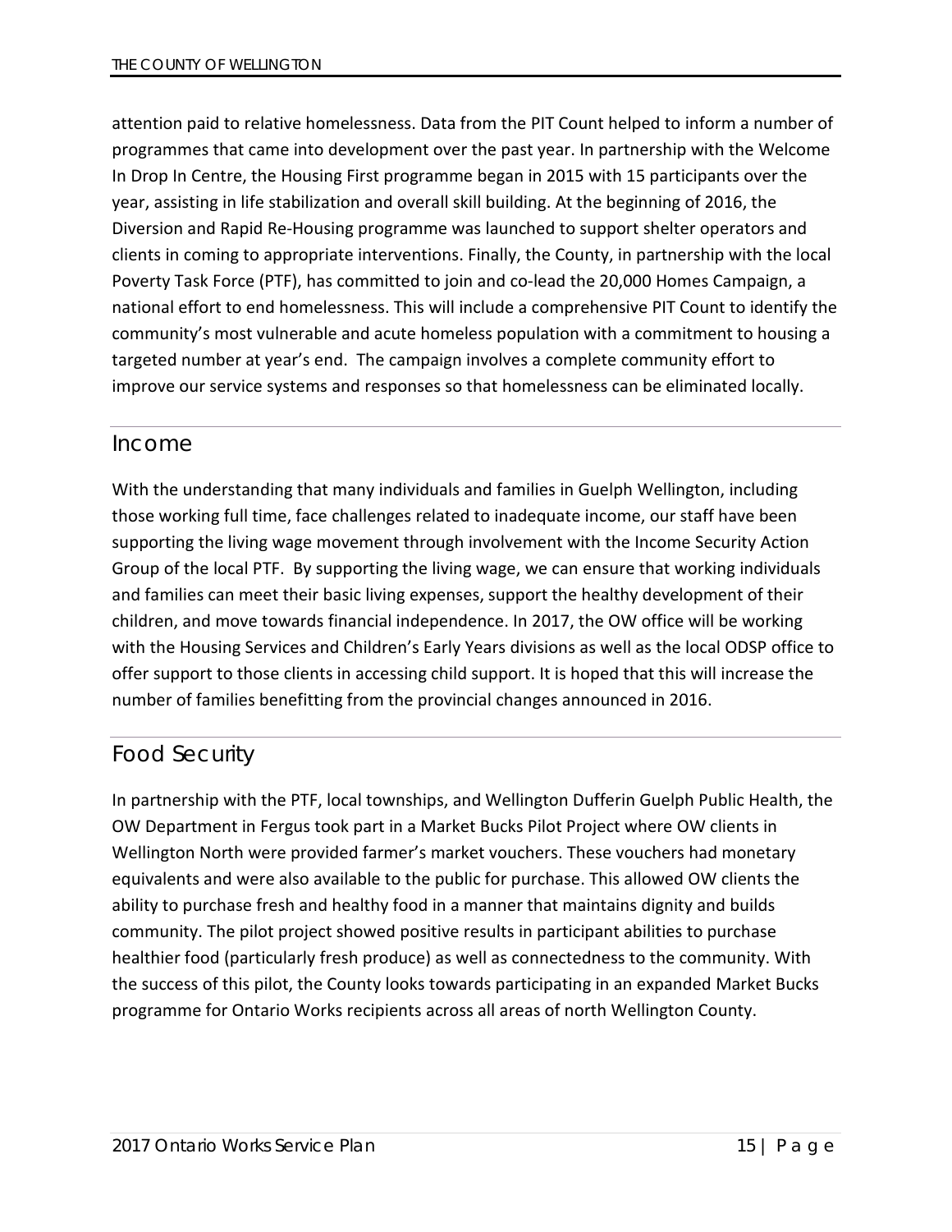attention paid to relative homelessness. Data from the PIT Count helped to inform a number of programmes that came into development over the past year. In partnership with the Welcome In Drop In Centre, the Housing First programme began in 2015 with 15 participants over the year, assisting in life stabilization and overall skill building. At the beginning of 2016, the Diversion and Rapid Re-Housing programme was launched to support shelter operators and clients in coming to appropriate interventions. Finally, the County, in partnership with the local Poverty Task Force (PTF), has committed to join and co-lead the 20,000 Homes Campaign, a national effort to end homelessness. This will include a comprehensive PIT Count to identify the community's most vulnerable and acute homeless population with a commitment to housing a targeted number at year's end. The campaign involves a complete community effort to improve our service systems and responses so that homelessness can be eliminated locally.

## Income

With the understanding that many individuals and families in Guelph Wellington, including those working full time, face challenges related to inadequate income, our staff have been supporting the living wage movement through involvement with the Income Security Action Group of the local PTF. By supporting the living wage, we can ensure that working individuals and families can meet their basic living expenses, support the healthy development of their children, and move towards financial independence. In 2017, the OW office will be working with the Housing Services and Children's Early Years divisions as well as the local ODSP office to offer support to those clients in accessing child support. It is hoped that this will increase the number of families benefitting from the provincial changes announced in 2016.

## Food Security

In partnership with the PTF, local townships, and Wellington Dufferin Guelph Public Health, the OW Department in Fergus took part in a Market Bucks Pilot Project where OW clients in Wellington North were provided farmer's market vouchers. These vouchers had monetary equivalents and were also available to the public for purchase. This allowed OW clients the ability to purchase fresh and healthy food in a manner that maintains dignity and builds community. The pilot project showed positive results in participant abilities to purchase healthier food (particularly fresh produce) as well as connectedness to the community. With the success of this pilot, the County looks towards participating in an expanded Market Bucks programme for Ontario Works recipients across all areas of north Wellington County.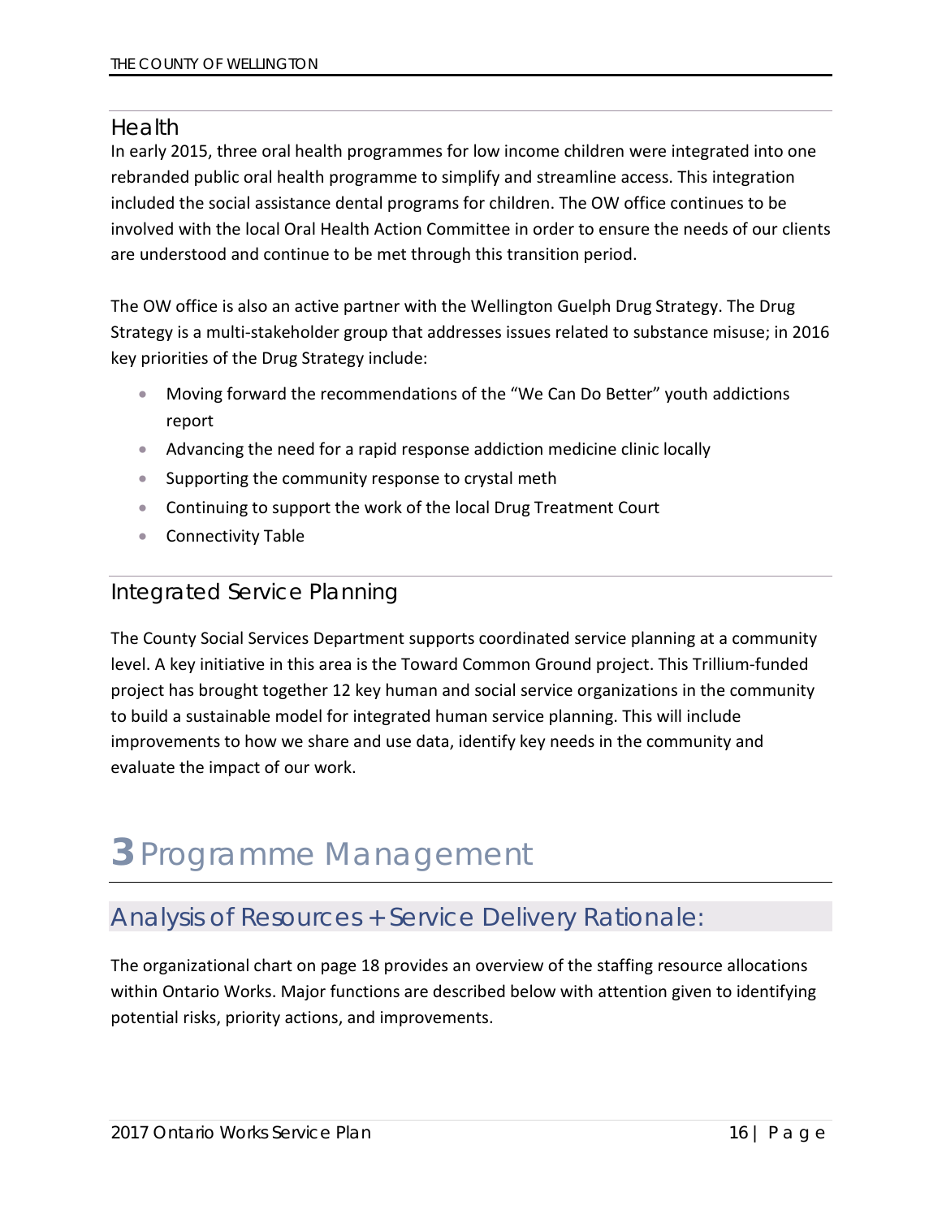## Health

In early 2015, three oral health programmes for low income children were integrated into one rebranded public oral health programme to simplify and streamline access. This integration included the social assistance dental programs for children. The OW office continues to be involved with the local Oral Health Action Committee in order to ensure the needs of our clients are understood and continue to be met through this transition period.

The OW office is also an active partner with the Wellington Guelph Drug Strategy. The Drug Strategy is a multi-stakeholder group that addresses issues related to substance misuse; in 2016 key priorities of the Drug Strategy include:

- Moving forward the recommendations of the "We Can Do Better" youth addictions report
- Advancing the need for a rapid response addiction medicine clinic locally
- Supporting the community response to crystal meth
- Continuing to support the work of the local Drug Treatment Court
- Connectivity Table

## Integrated Service Planning

The County Social Services Department supports coordinated service planning at a community level. A key initiative in this area is the Toward Common Ground project. This Trillium-funded project has brought together 12 key human and social service organizations in the community to build a sustainable model for integrated human service planning. This will include improvements to how we share and use data, identify key needs in the community and evaluate the impact of our work.

# 3 Programme Management

## Analysis of Resources + Service Delivery Rationale:

The organizational chart on page 18 provides an overview of the staffing resource allocations within Ontario Works. Major functions are described below with attention given to identifying potential risks, priority actions, and improvements.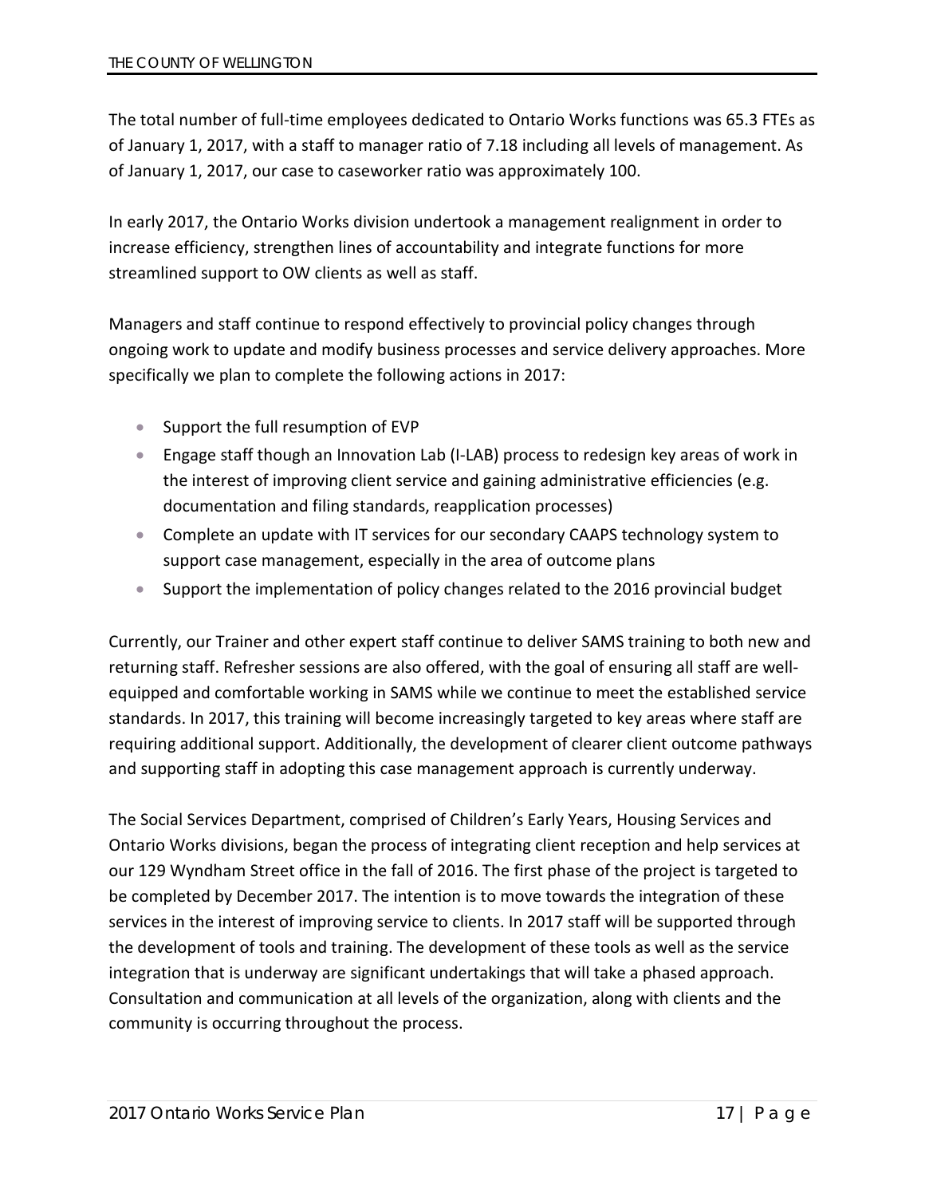The total number of full-time employees dedicated to Ontario Works functions was 65.3 FTEs as of January 1, 2017, with a staff to manager ratio of 7.18 including all levels of management. As of January 1, 2017, our case to caseworker ratio was approximately 100.

In early 2017, the Ontario Works division undertook a management realignment in order to increase efficiency, strengthen lines of accountability and integrate functions for more streamlined support to OW clients as well as staff.

Managers and staff continue to respond effectively to provincial policy changes through ongoing work to update and modify business processes and service delivery approaches. More specifically we plan to complete the following actions in 2017:

- Support the full resumption of EVP
- Engage staff though an Innovation Lab (I-LAB) process to redesign key areas of work in the interest of improving client service and gaining administrative efficiencies (e.g. documentation and filing standards, reapplication processes)
- Complete an update with IT services for our secondary CAAPS technology system to support case management, especially in the area of outcome plans
- Support the implementation of policy changes related to the 2016 provincial budget

Currently, our Trainer and other expert staff continue to deliver SAMS training to both new and returning staff. Refresher sessions are also offered, with the goal of ensuring all staff are well-equipped and comfortable working in SAMS while we continue to meet the established service standards. In 2017, this training will become increasingly targeted to key areas where staff are requiring additional support. Additionally, the development of clearer client outcome pathways and supporting staff in adopting this case management approach is currently underway.

The Social Services Department, comprised of Children's Early Years, Housing Services and Ontario Works divisions, began the process of integrating client reception and help services at our 129 Wyndham Street office in the fall of 2016. The first phase of the project is targeted to be completed by December 2017. The intention is to move towards the integration of these services in the interest of improving service to clients. In 2017 staff will be supported through the development of tools and training. The development of these tools as well as the service integration that is underway are significant undertakings that will take a phased approach. Consultation and communication at all levels of the organization, along with clients and the community is occurring throughout the process.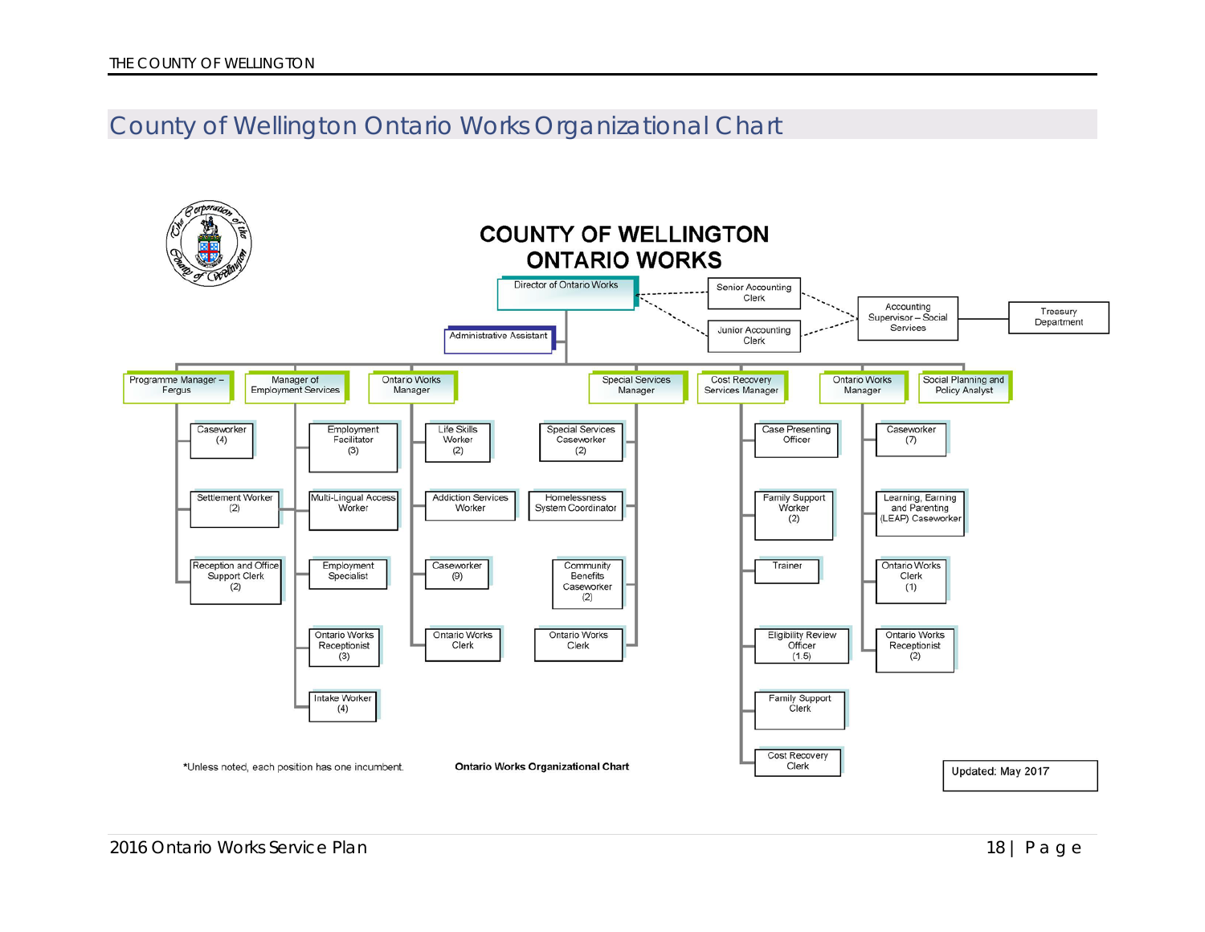# County of Wellington Ontario Works Organizational Chart

**COUNTY OF WELLINGTON**
**ONTARIO WORKS**

- Director of Ontario Works
  - Administrative Assistant
  - Senior Accounting Clerk (dotted line)
  - Junior Accounting Clerk (dotted line)
    - Accounting Supervisor – Social Services
      - Treasury Department
  - Programme Manager – Fergus
    - Caseworker (4)
    - Settlement Worker (2)
    - Reception and Office Support Clerk (2)
  - Manager of Employment Services
    - Employment Facilitator (3)
    - Multi-Lingual Access Worker
    - Employment Specialist
    - Ontario Works Receptionist (3)
    - Intake Worker (4)
  - Ontario Works Manager
    - Life Skills Worker (2)
    - Addiction Services Worker
    - Caseworker (9)
    - Ontario Works Clerk
  - Special Services Manager
    - Special Services Caseworker (2)
    - Homelessness System Coordinator
    - Community Benefits Caseworker (2)
    - Ontario Works Clerk
  - Cost Recovery Services Manager
    - Case Presenting Officer
    - Family Support Worker (2)
    - Trainer
    - Eligibility Review Officer (1.5)
    - Family Support Clerk
    - Cost Recovery Clerk
  - Ontario Works Manager
    - Caseworker (7)
    - Learning, Earning and Parenting (LEAP) Caseworker
    - Ontario Works Clerk (1)
    - Ontario Works Receptionist (2)
  - Social Planning and Policy Analyst

*Unless noted, each position has one incumbent.

**Ontario Works Organizational Chart**

Updated: May 2017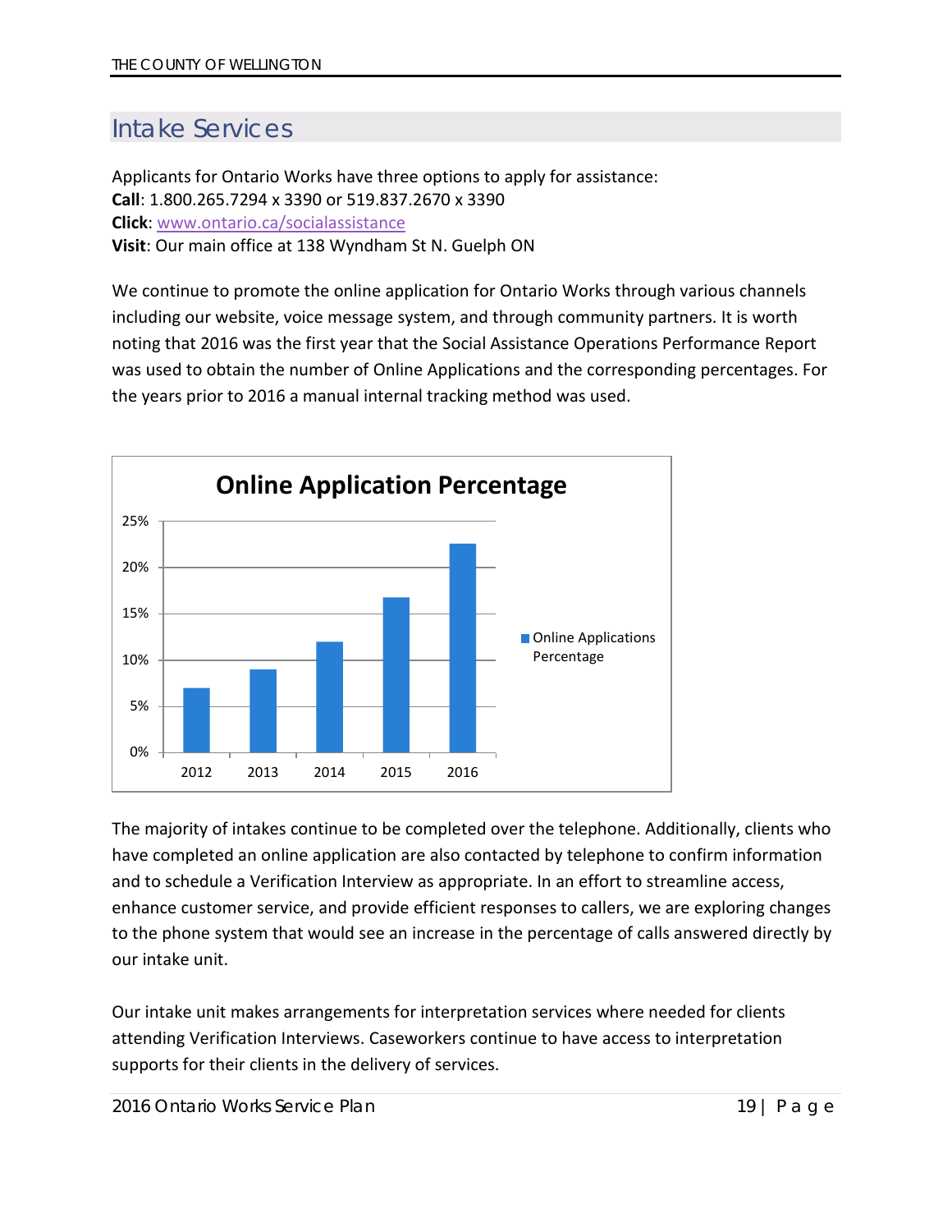## Intake Services

Applicants for Ontario Works have three options to apply for assistance:
**Call**: 1.800.265.7294 x 3390 or 519.837.2670 x 3390
**Click**: www.ontario.ca/socialassistance
**Visit**: Our main office at 138 Wyndham St N. Guelph ON

We continue to promote the online application for Ontario Works through various channels including our website, voice message system, and through community partners. It is worth noting that 2016 was the first year that the Social Assistance Operations Performance Report was used to obtain the number of Online Applications and the corresponding percentages. For the years prior to 2016 a manual internal tracking method was used.

**Online Application Percentage**

| Year | Online Applications Percentage |
|---|---|
| 2012 | ~7% |
| 2013 | ~9% |
| 2014 | ~12% |
| 2015 | ~17% |
| 2016 | ~22.5% |

The majority of intakes continue to be completed over the telephone. Additionally, clients who have completed an online application are also contacted by telephone to confirm information and to schedule a Verification Interview as appropriate. In an effort to streamline access, enhance customer service, and provide efficient responses to callers, we are exploring changes to the phone system that would see an increase in the percentage of calls answered directly by our intake unit.

Our intake unit makes arrangements for interpretation services where needed for clients attending Verification Interviews. Caseworkers continue to have access to interpretation supports for their clients in the delivery of services.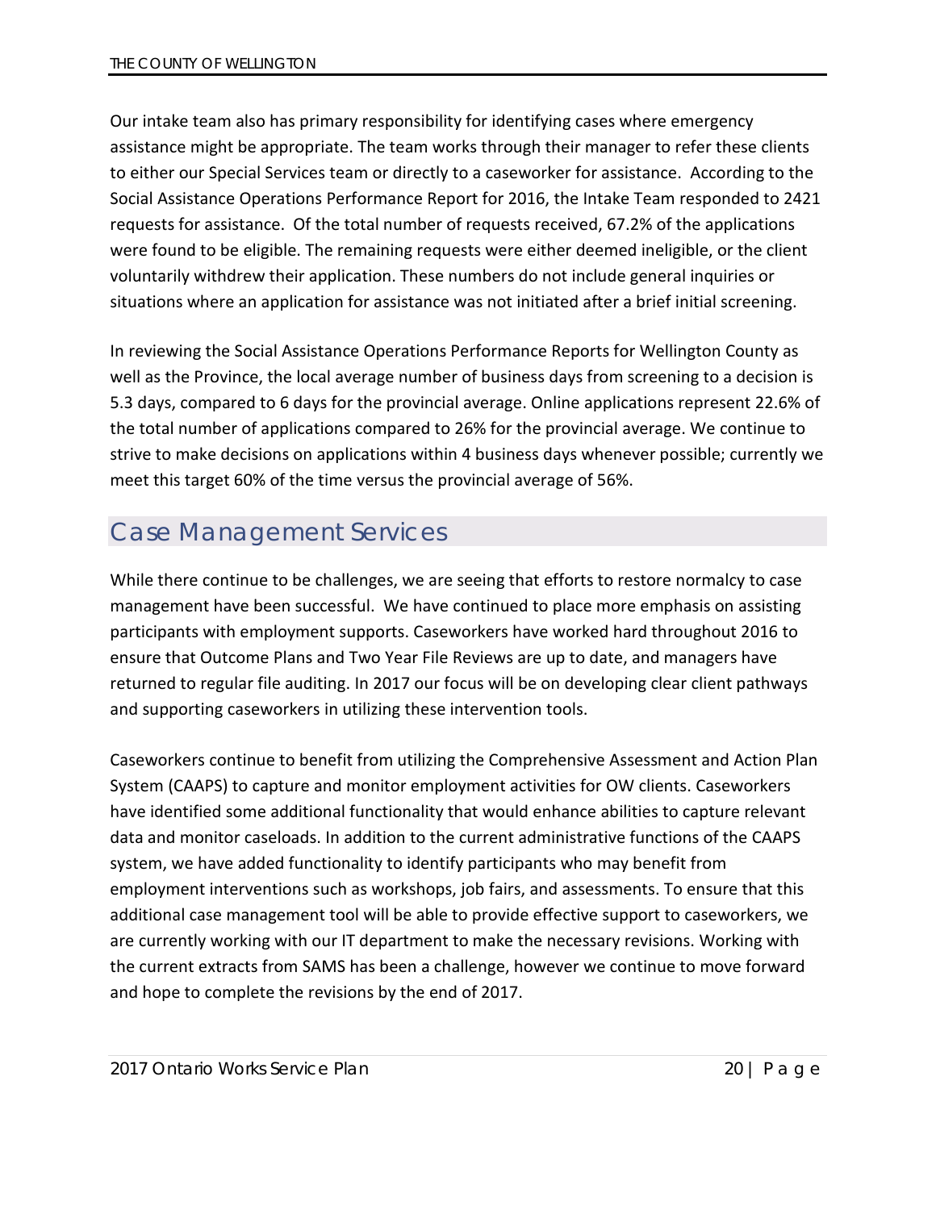Our intake team also has primary responsibility for identifying cases where emergency assistance might be appropriate. The team works through their manager to refer these clients to either our Special Services team or directly to a caseworker for assistance. According to the Social Assistance Operations Performance Report for 2016, the Intake Team responded to 2421 requests for assistance. Of the total number of requests received, 67.2% of the applications were found to be eligible. The remaining requests were either deemed ineligible, or the client voluntarily withdrew their application. These numbers do not include general inquiries or situations where an application for assistance was not initiated after a brief initial screening.

In reviewing the Social Assistance Operations Performance Reports for Wellington County as well as the Province, the local average number of business days from screening to a decision is 5.3 days, compared to 6 days for the provincial average. Online applications represent 22.6% of the total number of applications compared to 26% for the provincial average. We continue to strive to make decisions on applications within 4 business days whenever possible; currently we meet this target 60% of the time versus the provincial average of 56%.

## Case Management Services

While there continue to be challenges, we are seeing that efforts to restore normalcy to case management have been successful. We have continued to place more emphasis on assisting participants with employment supports. Caseworkers have worked hard throughout 2016 to ensure that Outcome Plans and Two Year File Reviews are up to date, and managers have returned to regular file auditing. In 2017 our focus will be on developing clear client pathways and supporting caseworkers in utilizing these intervention tools.

Caseworkers continue to benefit from utilizing the Comprehensive Assessment and Action Plan System (CAAPS) to capture and monitor employment activities for OW clients. Caseworkers have identified some additional functionality that would enhance abilities to capture relevant data and monitor caseloads. In addition to the current administrative functions of the CAAPS system, we have added functionality to identify participants who may benefit from employment interventions such as workshops, job fairs, and assessments. To ensure that this additional case management tool will be able to provide effective support to caseworkers, we are currently working with our IT department to make the necessary revisions. Working with the current extracts from SAMS has been a challenge, however we continue to move forward and hope to complete the revisions by the end of 2017.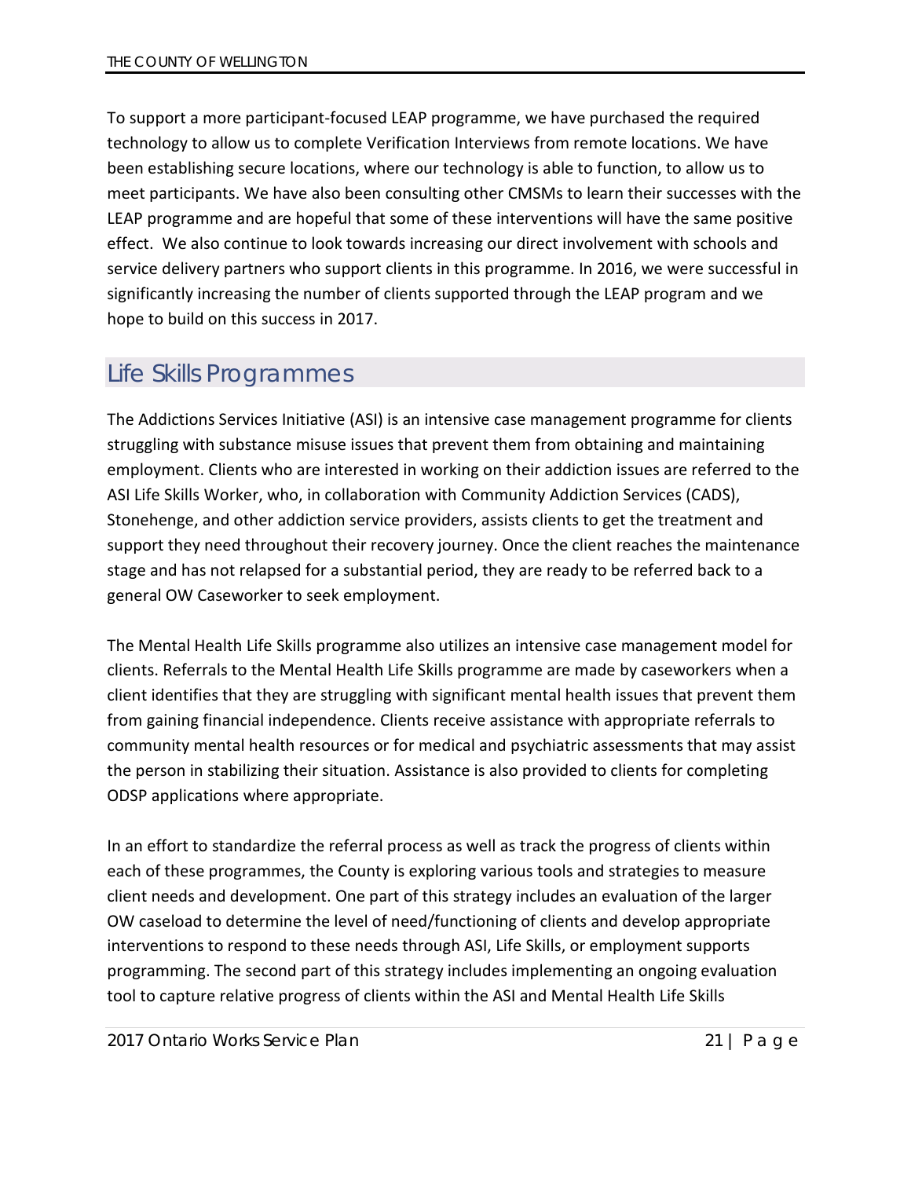To support a more participant-focused LEAP programme, we have purchased the required technology to allow us to complete Verification Interviews from remote locations. We have been establishing secure locations, where our technology is able to function, to allow us to meet participants. We have also been consulting other CMSMs to learn their successes with the LEAP programme and are hopeful that some of these interventions will have the same positive effect. We also continue to look towards increasing our direct involvement with schools and service delivery partners who support clients in this programme. In 2016, we were successful in significantly increasing the number of clients supported through the LEAP program and we hope to build on this success in 2017.

## Life Skills Programmes

The Addictions Services Initiative (ASI) is an intensive case management programme for clients struggling with substance misuse issues that prevent them from obtaining and maintaining employment. Clients who are interested in working on their addiction issues are referred to the ASI Life Skills Worker, who, in collaboration with Community Addiction Services (CADS), Stonehenge, and other addiction service providers, assists clients to get the treatment and support they need throughout their recovery journey. Once the client reaches the maintenance stage and has not relapsed for a substantial period, they are ready to be referred back to a general OW Caseworker to seek employment.

The Mental Health Life Skills programme also utilizes an intensive case management model for clients. Referrals to the Mental Health Life Skills programme are made by caseworkers when a client identifies that they are struggling with significant mental health issues that prevent them from gaining financial independence. Clients receive assistance with appropriate referrals to community mental health resources or for medical and psychiatric assessments that may assist the person in stabilizing their situation. Assistance is also provided to clients for completing ODSP applications where appropriate.

In an effort to standardize the referral process as well as track the progress of clients within each of these programmes, the County is exploring various tools and strategies to measure client needs and development. One part of this strategy includes an evaluation of the larger OW caseload to determine the level of need/functioning of clients and develop appropriate interventions to respond to these needs through ASI, Life Skills, or employment supports programming. The second part of this strategy includes implementing an ongoing evaluation tool to capture relative progress of clients within the ASI and Mental Health Life Skills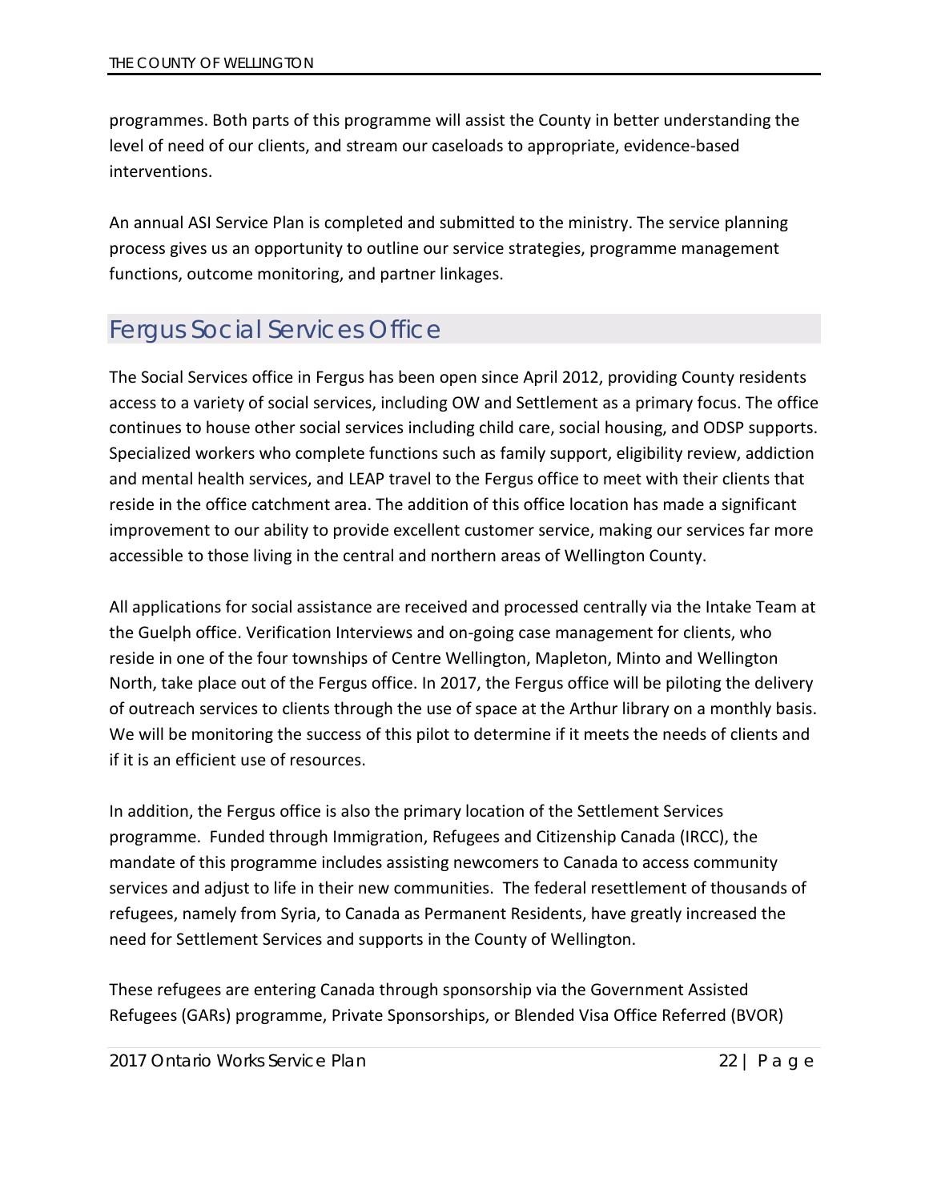programmes. Both parts of this programme will assist the County in better understanding the level of need of our clients, and stream our caseloads to appropriate, evidence-based interventions.

An annual ASI Service Plan is completed and submitted to the ministry. The service planning process gives us an opportunity to outline our service strategies, programme management functions, outcome monitoring, and partner linkages.

## Fergus Social Services Office

The Social Services office in Fergus has been open since April 2012, providing County residents access to a variety of social services, including OW and Settlement as a primary focus. The office continues to house other social services including child care, social housing, and ODSP supports. Specialized workers who complete functions such as family support, eligibility review, addiction and mental health services, and LEAP travel to the Fergus office to meet with their clients that reside in the office catchment area. The addition of this office location has made a significant improvement to our ability to provide excellent customer service, making our services far more accessible to those living in the central and northern areas of Wellington County.

All applications for social assistance are received and processed centrally via the Intake Team at the Guelph office. Verification Interviews and on-going case management for clients, who reside in one of the four townships of Centre Wellington, Mapleton, Minto and Wellington North, take place out of the Fergus office. In 2017, the Fergus office will be piloting the delivery of outreach services to clients through the use of space at the Arthur library on a monthly basis. We will be monitoring the success of this pilot to determine if it meets the needs of clients and if it is an efficient use of resources.

In addition, the Fergus office is also the primary location of the Settlement Services programme. Funded through Immigration, Refugees and Citizenship Canada (IRCC), the mandate of this programme includes assisting newcomers to Canada to access community services and adjust to life in their new communities. The federal resettlement of thousands of refugees, namely from Syria, to Canada as Permanent Residents, have greatly increased the need for Settlement Services and supports in the County of Wellington.

These refugees are entering Canada through sponsorship via the Government Assisted Refugees (GARs) programme, Private Sponsorships, or Blended Visa Office Referred (BVOR)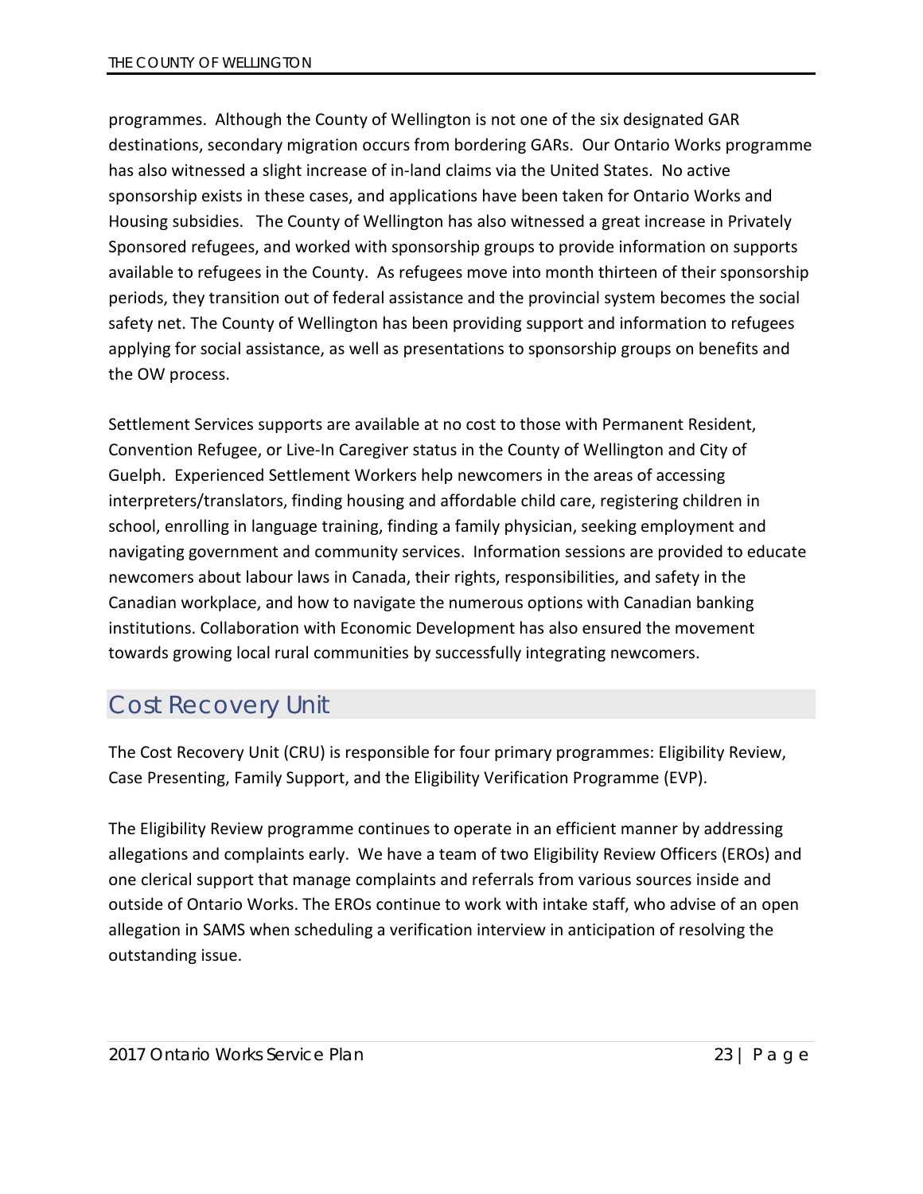programmes. Although the County of Wellington is not one of the six designated GAR destinations, secondary migration occurs from bordering GARs. Our Ontario Works programme has also witnessed a slight increase of in-land claims via the United States. No active sponsorship exists in these cases, and applications have been taken for Ontario Works and Housing subsidies. The County of Wellington has also witnessed a great increase in Privately Sponsored refugees, and worked with sponsorship groups to provide information on supports available to refugees in the County. As refugees move into month thirteen of their sponsorship periods, they transition out of federal assistance and the provincial system becomes the social safety net. The County of Wellington has been providing support and information to refugees applying for social assistance, as well as presentations to sponsorship groups on benefits and the OW process.

Settlement Services supports are available at no cost to those with Permanent Resident, Convention Refugee, or Live-In Caregiver status in the County of Wellington and City of Guelph. Experienced Settlement Workers help newcomers in the areas of accessing interpreters/translators, finding housing and affordable child care, registering children in school, enrolling in language training, finding a family physician, seeking employment and navigating government and community services. Information sessions are provided to educate newcomers about labour laws in Canada, their rights, responsibilities, and safety in the Canadian workplace, and how to navigate the numerous options with Canadian banking institutions. Collaboration with Economic Development has also ensured the movement towards growing local rural communities by successfully integrating newcomers.

## Cost Recovery Unit

The Cost Recovery Unit (CRU) is responsible for four primary programmes: Eligibility Review, Case Presenting, Family Support, and the Eligibility Verification Programme (EVP).

The Eligibility Review programme continues to operate in an efficient manner by addressing allegations and complaints early. We have a team of two Eligibility Review Officers (EROs) and one clerical support that manage complaints and referrals from various sources inside and outside of Ontario Works. The EROs continue to work with intake staff, who advise of an open allegation in SAMS when scheduling a verification interview in anticipation of resolving the outstanding issue.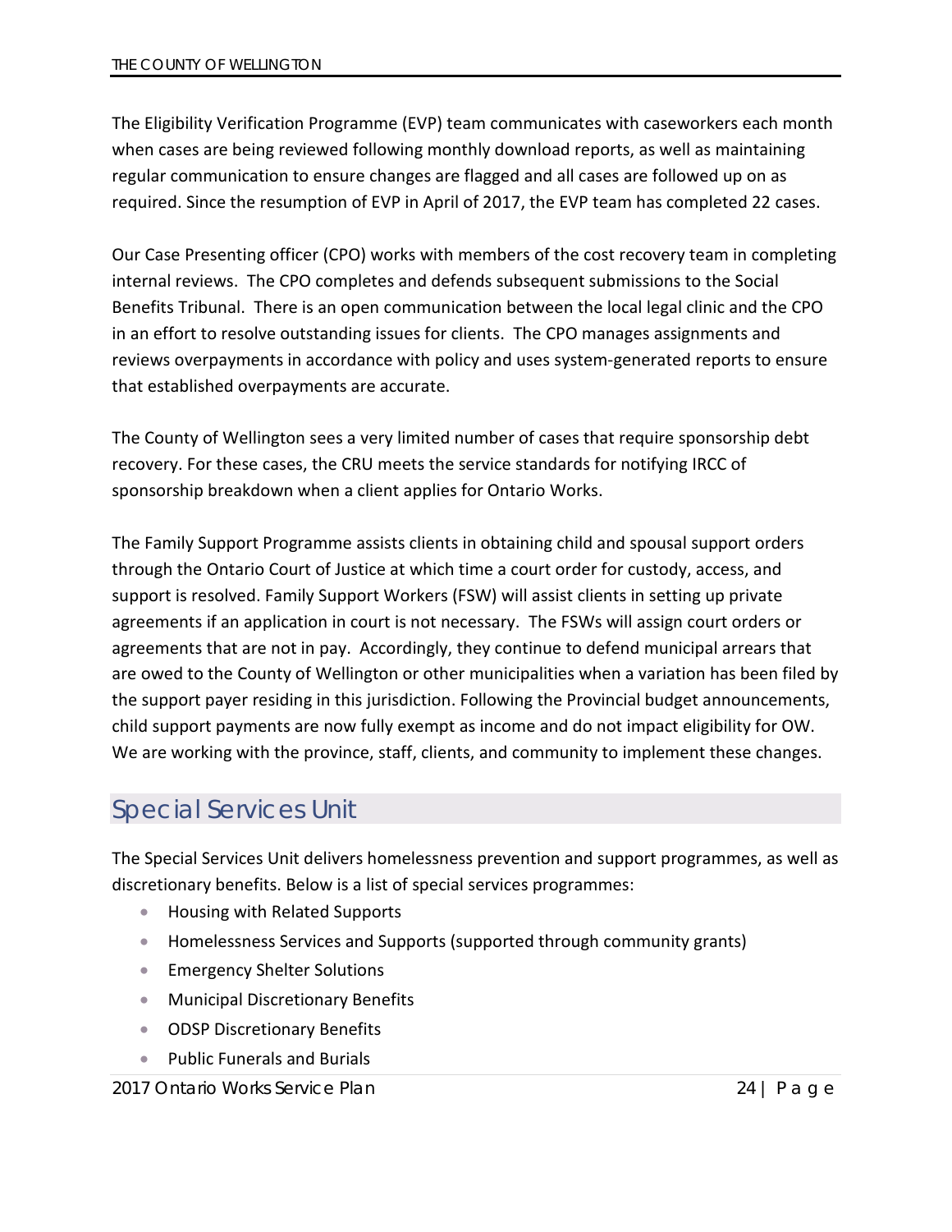The Eligibility Verification Programme (EVP) team communicates with caseworkers each month when cases are being reviewed following monthly download reports, as well as maintaining regular communication to ensure changes are flagged and all cases are followed up on as required. Since the resumption of EVP in April of 2017, the EVP team has completed 22 cases.

Our Case Presenting officer (CPO) works with members of the cost recovery team in completing internal reviews. The CPO completes and defends subsequent submissions to the Social Benefits Tribunal. There is an open communication between the local legal clinic and the CPO in an effort to resolve outstanding issues for clients. The CPO manages assignments and reviews overpayments in accordance with policy and uses system-generated reports to ensure that established overpayments are accurate.

The County of Wellington sees a very limited number of cases that require sponsorship debt recovery. For these cases, the CRU meets the service standards for notifying IRCC of sponsorship breakdown when a client applies for Ontario Works.

The Family Support Programme assists clients in obtaining child and spousal support orders through the Ontario Court of Justice at which time a court order for custody, access, and support is resolved. Family Support Workers (FSW) will assist clients in setting up private agreements if an application in court is not necessary. The FSWs will assign court orders or agreements that are not in pay. Accordingly, they continue to defend municipal arrears that are owed to the County of Wellington or other municipalities when a variation has been filed by the support payer residing in this jurisdiction. Following the Provincial budget announcements, child support payments are now fully exempt as income and do not impact eligibility for OW. We are working with the province, staff, clients, and community to implement these changes.

## Special Services Unit

The Special Services Unit delivers homelessness prevention and support programmes, as well as discretionary benefits. Below is a list of special services programmes:

- Housing with Related Supports
- Homelessness Services and Supports (supported through community grants)
- Emergency Shelter Solutions
- Municipal Discretionary Benefits
- ODSP Discretionary Benefits
- Public Funerals and Burials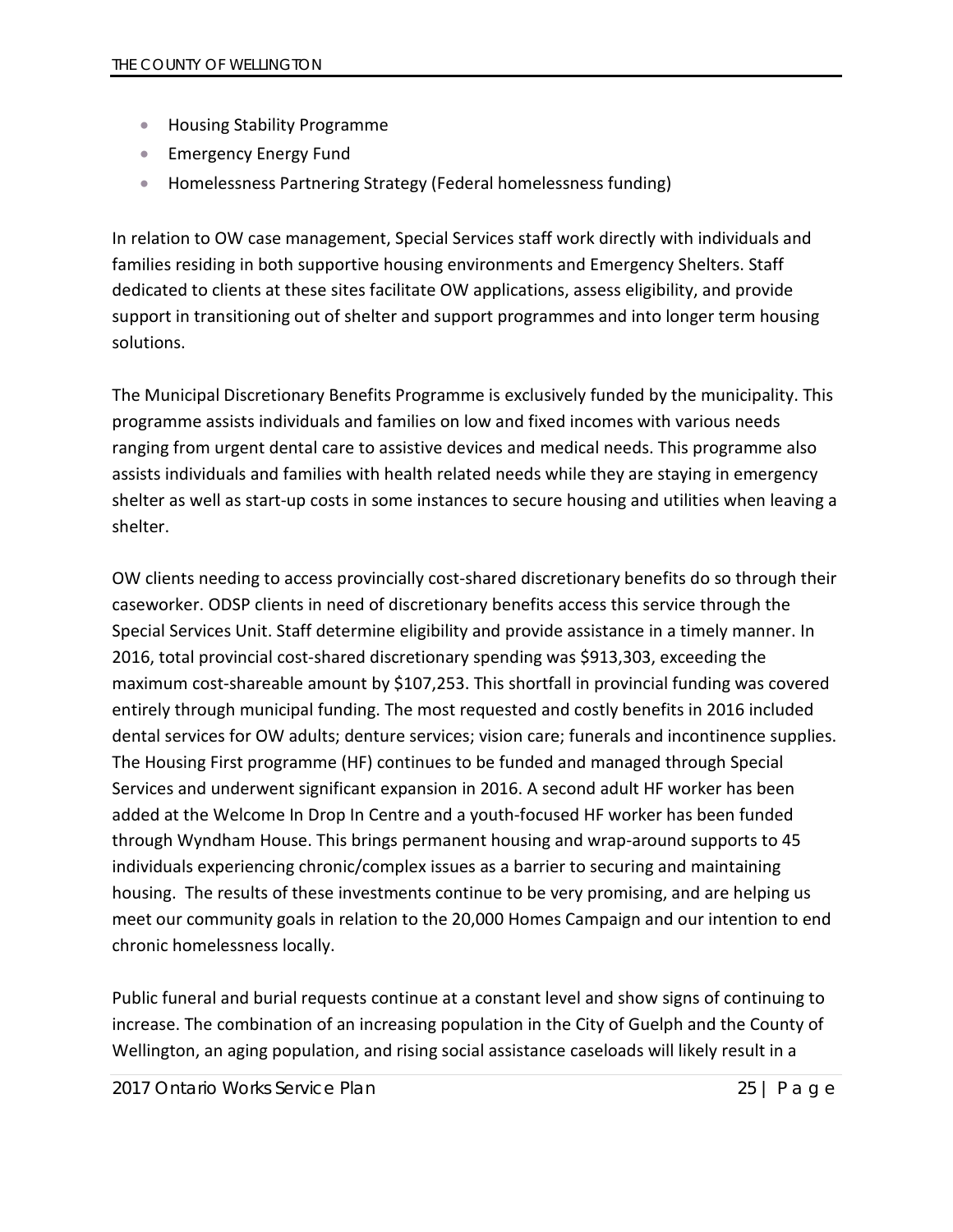- Housing Stability Programme
- Emergency Energy Fund
- Homelessness Partnering Strategy (Federal homelessness funding)

In relation to OW case management, Special Services staff work directly with individuals and families residing in both supportive housing environments and Emergency Shelters. Staff dedicated to clients at these sites facilitate OW applications, assess eligibility, and provide support in transitioning out of shelter and support programmes and into longer term housing solutions.

The Municipal Discretionary Benefits Programme is exclusively funded by the municipality. This programme assists individuals and families on low and fixed incomes with various needs ranging from urgent dental care to assistive devices and medical needs. This programme also assists individuals and families with health related needs while they are staying in emergency shelter as well as start-up costs in some instances to secure housing and utilities when leaving a shelter.

OW clients needing to access provincially cost-shared discretionary benefits do so through their caseworker. ODSP clients in need of discretionary benefits access this service through the Special Services Unit. Staff determine eligibility and provide assistance in a timely manner. In 2016, total provincial cost-shared discretionary spending was $913,303, exceeding the maximum cost-shareable amount by $107,253. This shortfall in provincial funding was covered entirely through municipal funding. The most requested and costly benefits in 2016 included dental services for OW adults; denture services; vision care; funerals and incontinence supplies. The Housing First programme (HF) continues to be funded and managed through Special Services and underwent significant expansion in 2016. A second adult HF worker has been added at the Welcome In Drop In Centre and a youth-focused HF worker has been funded through Wyndham House. This brings permanent housing and wrap-around supports to 45 individuals experiencing chronic/complex issues as a barrier to securing and maintaining housing. The results of these investments continue to be very promising, and are helping us meet our community goals in relation to the 20,000 Homes Campaign and our intention to end chronic homelessness locally.

Public funeral and burial requests continue at a constant level and show signs of continuing to increase. The combination of an increasing population in the City of Guelph and the County of Wellington, an aging population, and rising social assistance caseloads will likely result in a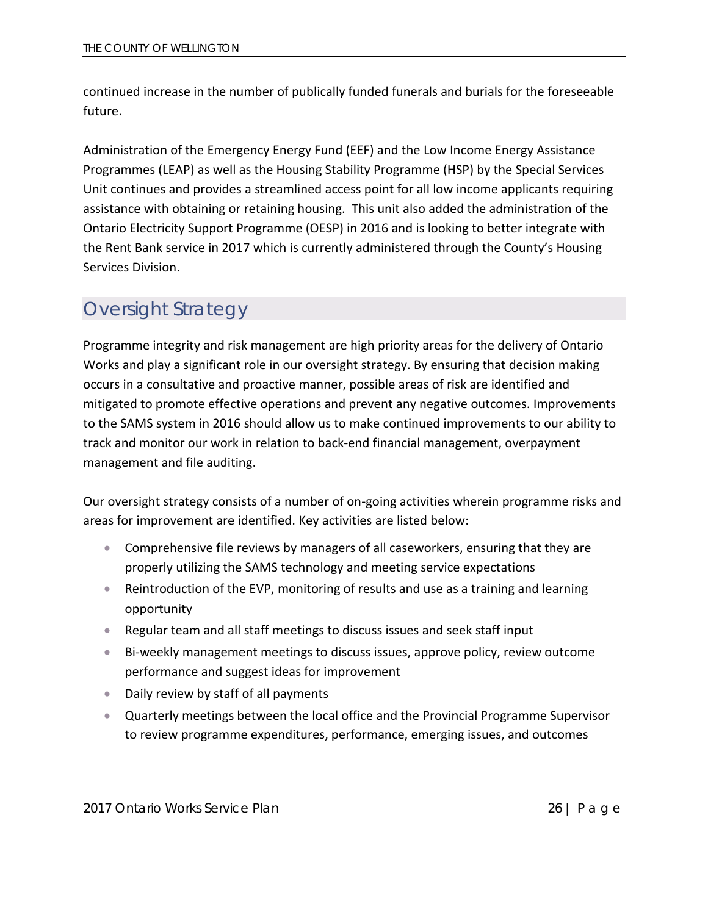continued increase in the number of publically funded funerals and burials for the foreseeable future.

Administration of the Emergency Energy Fund (EEF) and the Low Income Energy Assistance Programmes (LEAP) as well as the Housing Stability Programme (HSP) by the Special Services Unit continues and provides a streamlined access point for all low income applicants requiring assistance with obtaining or retaining housing. This unit also added the administration of the Ontario Electricity Support Programme (OESP) in 2016 and is looking to better integrate with the Rent Bank service in 2017 which is currently administered through the County's Housing Services Division.

## Oversight Strategy

Programme integrity and risk management are high priority areas for the delivery of Ontario Works and play a significant role in our oversight strategy. By ensuring that decision making occurs in a consultative and proactive manner, possible areas of risk are identified and mitigated to promote effective operations and prevent any negative outcomes. Improvements to the SAMS system in 2016 should allow us to make continued improvements to our ability to track and monitor our work in relation to back-end financial management, overpayment management and file auditing.

Our oversight strategy consists of a number of on-going activities wherein programme risks and areas for improvement are identified. Key activities are listed below:

- Comprehensive file reviews by managers of all caseworkers, ensuring that they are properly utilizing the SAMS technology and meeting service expectations
- Reintroduction of the EVP, monitoring of results and use as a training and learning opportunity
- Regular team and all staff meetings to discuss issues and seek staff input
- Bi-weekly management meetings to discuss issues, approve policy, review outcome performance and suggest ideas for improvement
- Daily review by staff of all payments
- Quarterly meetings between the local office and the Provincial Programme Supervisor to review programme expenditures, performance, emerging issues, and outcomes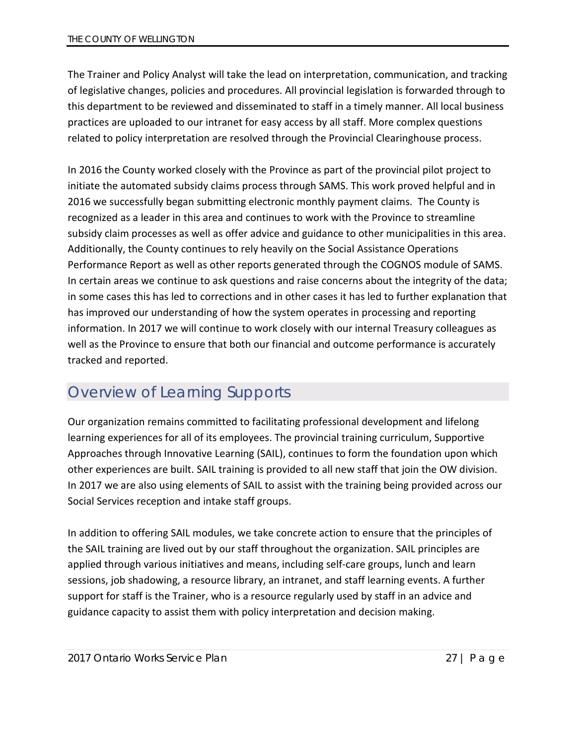The Trainer and Policy Analyst will take the lead on interpretation, communication, and tracking of legislative changes, policies and procedures. All provincial legislation is forwarded through to this department to be reviewed and disseminated to staff in a timely manner. All local business practices are uploaded to our intranet for easy access by all staff. More complex questions related to policy interpretation are resolved through the Provincial Clearinghouse process.

In 2016 the County worked closely with the Province as part of the provincial pilot project to initiate the automated subsidy claims process through SAMS. This work proved helpful and in 2016 we successfully began submitting electronic monthly payment claims. The County is recognized as a leader in this area and continues to work with the Province to streamline subsidy claim processes as well as offer advice and guidance to other municipalities in this area. Additionally, the County continues to rely heavily on the Social Assistance Operations Performance Report as well as other reports generated through the COGNOS module of SAMS. In certain areas we continue to ask questions and raise concerns about the integrity of the data; in some cases this has led to corrections and in other cases it has led to further explanation that has improved our understanding of how the system operates in processing and reporting information. In 2017 we will continue to work closely with our internal Treasury colleagues as well as the Province to ensure that both our financial and outcome performance is accurately tracked and reported.

## Overview of Learning Supports

Our organization remains committed to facilitating professional development and lifelong learning experiences for all of its employees. The provincial training curriculum, Supportive Approaches through Innovative Learning (SAIL), continues to form the foundation upon which other experiences are built. SAIL training is provided to all new staff that join the OW division. In 2017 we are also using elements of SAIL to assist with the training being provided across our Social Services reception and intake staff groups.

In addition to offering SAIL modules, we take concrete action to ensure that the principles of the SAIL training are lived out by our staff throughout the organization. SAIL principles are applied through various initiatives and means, including self-care groups, lunch and learn sessions, job shadowing, a resource library, an intranet, and staff learning events. A further support for staff is the Trainer, who is a resource regularly used by staff in an advice and guidance capacity to assist them with policy interpretation and decision making.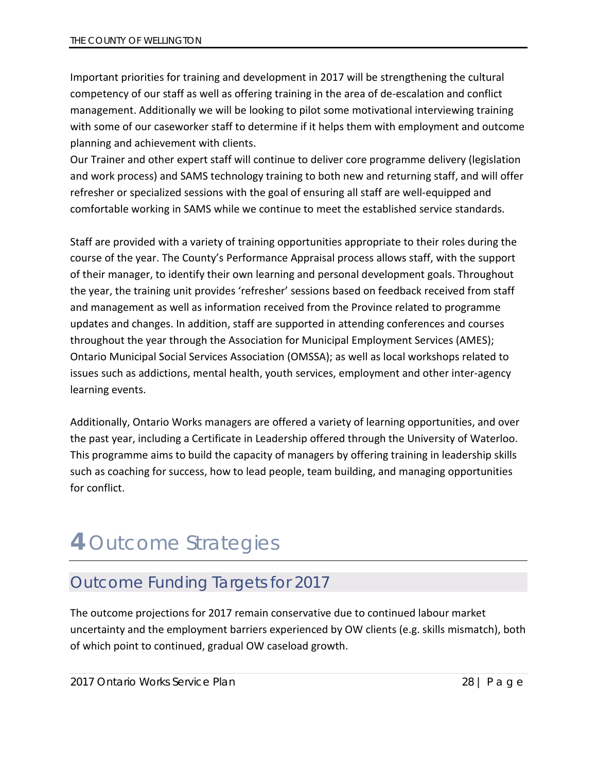Important priorities for training and development in 2017 will be strengthening the cultural competency of our staff as well as offering training in the area of de-escalation and conflict management. Additionally we will be looking to pilot some motivational interviewing training with some of our caseworker staff to determine if it helps them with employment and outcome planning and achievement with clients.
Our Trainer and other expert staff will continue to deliver core programme delivery (legislation and work process) and SAMS technology training to both new and returning staff, and will offer refresher or specialized sessions with the goal of ensuring all staff are well-equipped and comfortable working in SAMS while we continue to meet the established service standards.

Staff are provided with a variety of training opportunities appropriate to their roles during the course of the year. The County's Performance Appraisal process allows staff, with the support of their manager, to identify their own learning and personal development goals. Throughout the year, the training unit provides 'refresher' sessions based on feedback received from staff and management as well as information received from the Province related to programme updates and changes. In addition, staff are supported in attending conferences and courses throughout the year through the Association for Municipal Employment Services (AMES); Ontario Municipal Social Services Association (OMSSA); as well as local workshops related to issues such as addictions, mental health, youth services, employment and other inter-agency learning events.

Additionally, Ontario Works managers are offered a variety of learning opportunities, and over the past year, including a Certificate in Leadership offered through the University of Waterloo. This programme aims to build the capacity of managers by offering training in leadership skills such as coaching for success, how to lead people, team building, and managing opportunities for conflict.

# 4 Outcome Strategies

## Outcome Funding Targets for 2017

The outcome projections for 2017 remain conservative due to continued labour market uncertainty and the employment barriers experienced by OW clients (e.g. skills mismatch), both of which point to continued, gradual OW caseload growth.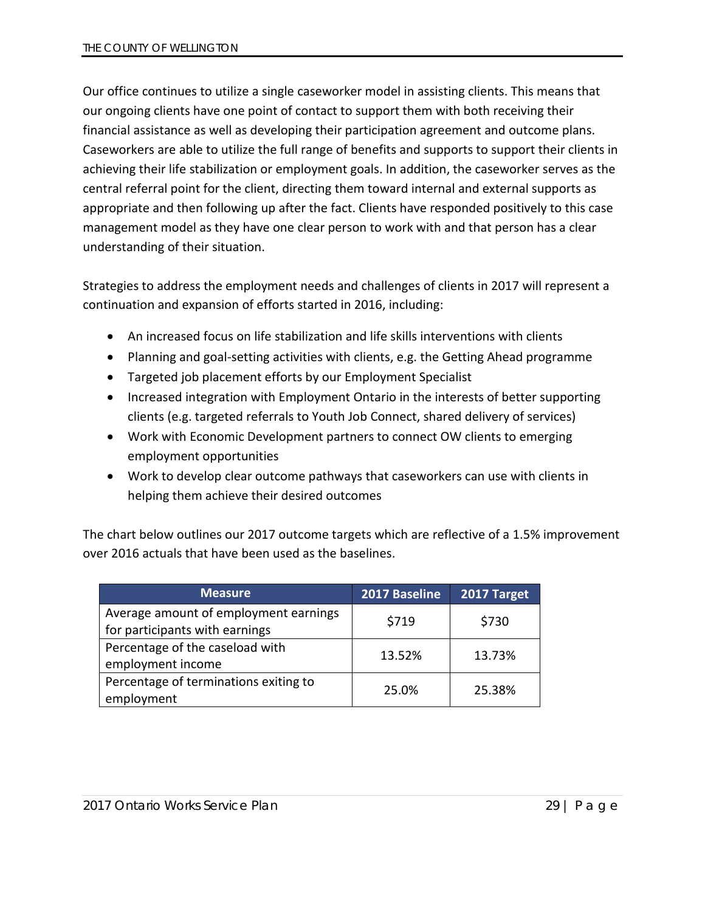Our office continues to utilize a single caseworker model in assisting clients. This means that our ongoing clients have one point of contact to support them with both receiving their financial assistance as well as developing their participation agreement and outcome plans. Caseworkers are able to utilize the full range of benefits and supports to support their clients in achieving their life stabilization or employment goals. In addition, the caseworker serves as the central referral point for the client, directing them toward internal and external supports as appropriate and then following up after the fact. Clients have responded positively to this case management model as they have one clear person to work with and that person has a clear understanding of their situation.

Strategies to address the employment needs and challenges of clients in 2017 will represent a continuation and expansion of efforts started in 2016, including:

- An increased focus on life stabilization and life skills interventions with clients
- Planning and goal-setting activities with clients, e.g. the Getting Ahead programme
- Targeted job placement efforts by our Employment Specialist
- Increased integration with Employment Ontario in the interests of better supporting clients (e.g. targeted referrals to Youth Job Connect, shared delivery of services)
- Work with Economic Development partners to connect OW clients to emerging employment opportunities
- Work to develop clear outcome pathways that caseworkers can use with clients in helping them achieve their desired outcomes

The chart below outlines our 2017 outcome targets which are reflective of a 1.5% improvement over 2016 actuals that have been used as the baselines.

| Measure | 2017 Baseline | 2017 Target |
|---|---|---|
| Average amount of employment earnings for participants with earnings | $719 | $730 |
| Percentage of the caseload with employment income | 13.52% | 13.73% |
| Percentage of terminations exiting to employment | 25.0% | 25.38% |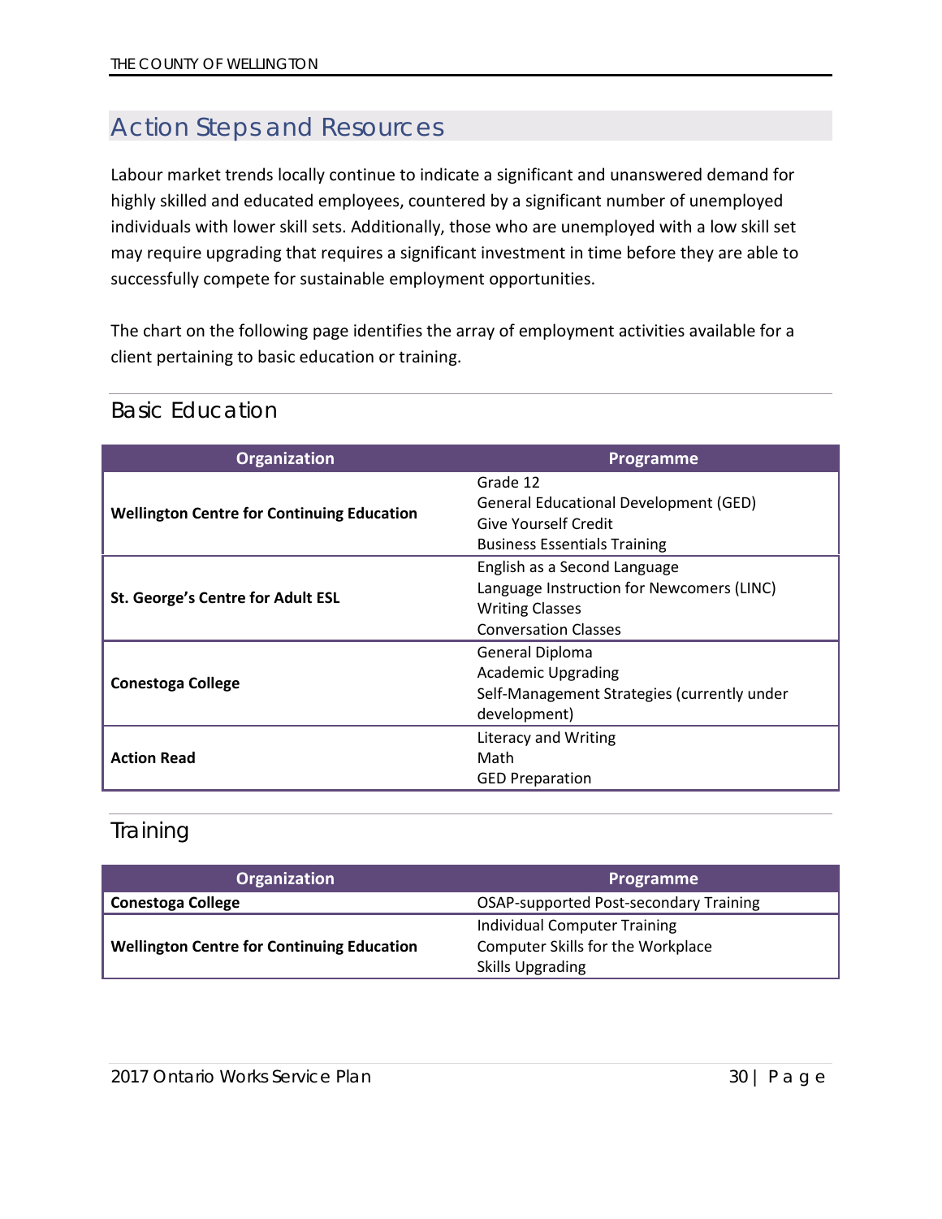## Action Steps and Resources

Labour market trends locally continue to indicate a significant and unanswered demand for highly skilled and educated employees, countered by a significant number of unemployed individuals with lower skill sets. Additionally, those who are unemployed with a low skill set may require upgrading that requires a significant investment in time before they are able to successfully compete for sustainable employment opportunities.

The chart on the following page identifies the array of employment activities available for a client pertaining to basic education or training.

### Basic Education

| Organization | Programme |
| --- | --- |
| **Wellington Centre for Continuing Education** | Grade 12<br>General Educational Development (GED)<br>Give Yourself Credit<br>Business Essentials Training |
| **St. George's Centre for Adult ESL** | English as a Second Language<br>Language Instruction for Newcomers (LINC)<br>Writing Classes<br>Conversation Classes |
| **Conestoga College** | General Diploma<br>Academic Upgrading<br>Self-Management Strategies (currently under development) |
| **Action Read** | Literacy and Writing<br>Math<br>GED Preparation |

### Training

| Organization | Programme |
| --- | --- |
| **Conestoga College** | OSAP-supported Post-secondary Training |
| **Wellington Centre for Continuing Education** | Individual Computer Training<br>Computer Skills for the Workplace<br>Skills Upgrading |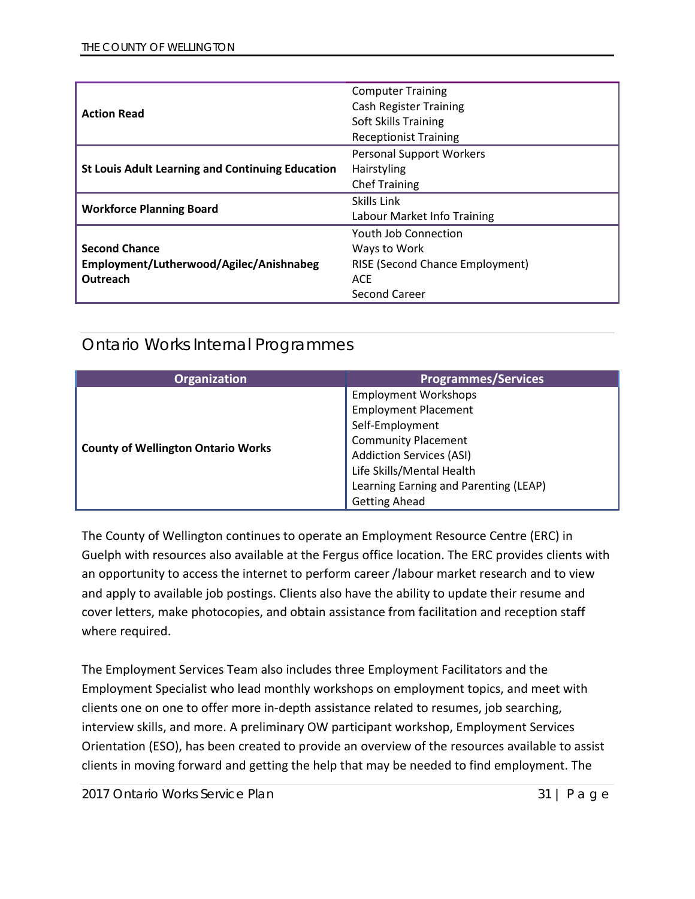| | |
|---|---|
| **Action Read** | Computer Training<br>Cash Register Training<br>Soft Skills Training<br>Receptionist Training |
| **St Louis Adult Learning and Continuing Education** | Personal Support Workers<br>Hairstyling<br>Chef Training |
| **Workforce Planning Board** | Skills Link<br>Labour Market Info Training |
| **Second Chance Employment/Lutherwood/Agilec/Anishnabeg Outreach** | Youth Job Connection<br>Ways to Work<br>RISE (Second Chance Employment)<br>ACE<br>Second Career |

## Ontario Works Internal Programmes

| Organization | Programmes/Services |
|---|---|
| **County of Wellington Ontario Works** | Employment Workshops<br>Employment Placement<br>Self-Employment<br>Community Placement<br>Addiction Services (ASI)<br>Life Skills/Mental Health<br>Learning Earning and Parenting (LEAP)<br>Getting Ahead |

The County of Wellington continues to operate an Employment Resource Centre (ERC) in Guelph with resources also available at the Fergus office location. The ERC provides clients with an opportunity to access the internet to perform career /labour market research and to view and apply to available job postings. Clients also have the ability to update their resume and cover letters, make photocopies, and obtain assistance from facilitation and reception staff where required.

The Employment Services Team also includes three Employment Facilitators and the Employment Specialist who lead monthly workshops on employment topics, and meet with clients one on one to offer more in-depth assistance related to resumes, job searching, interview skills, and more. A preliminary OW participant workshop, Employment Services Orientation (ESO), has been created to provide an overview of the resources available to assist clients in moving forward and getting the help that may be needed to find employment. The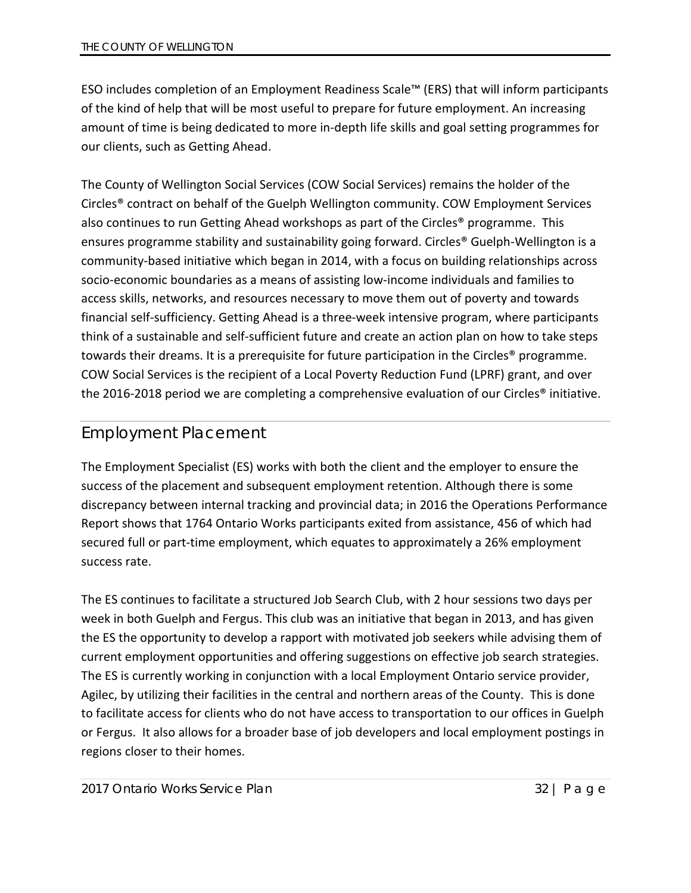ESO includes completion of an Employment Readiness Scale™ (ERS) that will inform participants of the kind of help that will be most useful to prepare for future employment. An increasing amount of time is being dedicated to more in-depth life skills and goal setting programmes for our clients, such as Getting Ahead.

The County of Wellington Social Services (COW Social Services) remains the holder of the Circles® contract on behalf of the Guelph Wellington community. COW Employment Services also continues to run Getting Ahead workshops as part of the Circles® programme. This ensures programme stability and sustainability going forward. Circles® Guelph-Wellington is a community-based initiative which began in 2014, with a focus on building relationships across socio-economic boundaries as a means of assisting low-income individuals and families to access skills, networks, and resources necessary to move them out of poverty and towards financial self-sufficiency. Getting Ahead is a three-week intensive program, where participants think of a sustainable and self-sufficient future and create an action plan on how to take steps towards their dreams. It is a prerequisite for future participation in the Circles® programme. COW Social Services is the recipient of a Local Poverty Reduction Fund (LPRF) grant, and over the 2016-2018 period we are completing a comprehensive evaluation of our Circles® initiative.

## Employment Placement

The Employment Specialist (ES) works with both the client and the employer to ensure the success of the placement and subsequent employment retention. Although there is some discrepancy between internal tracking and provincial data; in 2016 the Operations Performance Report shows that 1764 Ontario Works participants exited from assistance, 456 of which had secured full or part-time employment, which equates to approximately a 26% employment success rate.

The ES continues to facilitate a structured Job Search Club, with 2 hour sessions two days per week in both Guelph and Fergus. This club was an initiative that began in 2013, and has given the ES the opportunity to develop a rapport with motivated job seekers while advising them of current employment opportunities and offering suggestions on effective job search strategies. The ES is currently working in conjunction with a local Employment Ontario service provider, Agilec, by utilizing their facilities in the central and northern areas of the County. This is done to facilitate access for clients who do not have access to transportation to our offices in Guelph or Fergus. It also allows for a broader base of job developers and local employment postings in regions closer to their homes.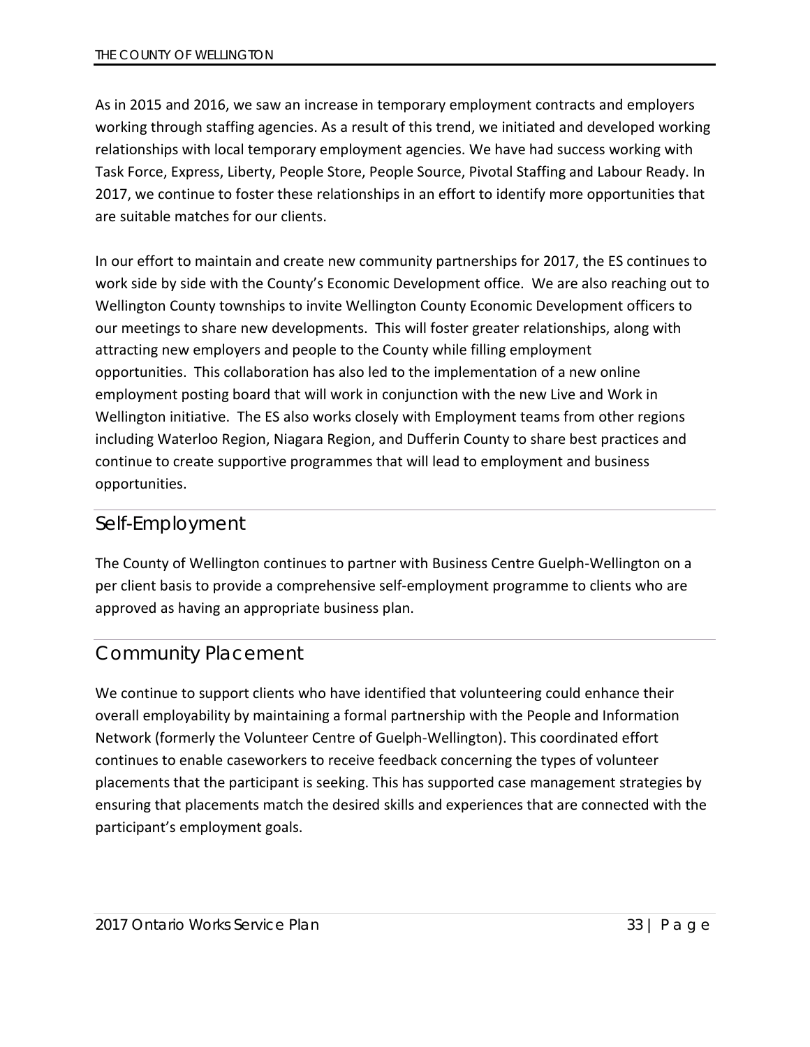As in 2015 and 2016, we saw an increase in temporary employment contracts and employers working through staffing agencies. As a result of this trend, we initiated and developed working relationships with local temporary employment agencies. We have had success working with Task Force, Express, Liberty, People Store, People Source, Pivotal Staffing and Labour Ready. In 2017, we continue to foster these relationships in an effort to identify more opportunities that are suitable matches for our clients.

In our effort to maintain and create new community partnerships for 2017, the ES continues to work side by side with the County's Economic Development office. We are also reaching out to Wellington County townships to invite Wellington County Economic Development officers to our meetings to share new developments. This will foster greater relationships, along with attracting new employers and people to the County while filling employment opportunities. This collaboration has also led to the implementation of a new online employment posting board that will work in conjunction with the new Live and Work in Wellington initiative. The ES also works closely with Employment teams from other regions including Waterloo Region, Niagara Region, and Dufferin County to share best practices and continue to create supportive programmes that will lead to employment and business opportunities.

## Self-Employment

The County of Wellington continues to partner with Business Centre Guelph-Wellington on a per client basis to provide a comprehensive self-employment programme to clients who are approved as having an appropriate business plan.

## Community Placement

We continue to support clients who have identified that volunteering could enhance their overall employability by maintaining a formal partnership with the People and Information Network (formerly the Volunteer Centre of Guelph-Wellington). This coordinated effort continues to enable caseworkers to receive feedback concerning the types of volunteer placements that the participant is seeking. This has supported case management strategies by ensuring that placements match the desired skills and experiences that are connected with the participant's employment goals.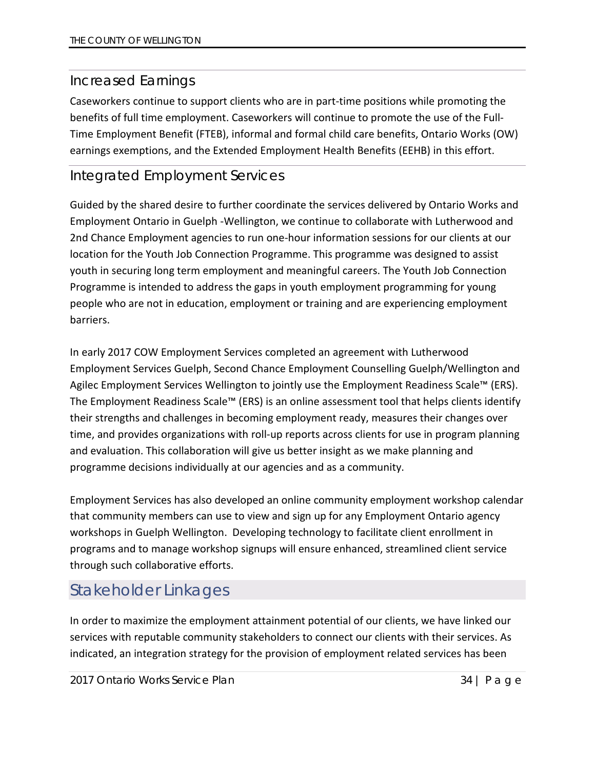## Increased Earnings

Caseworkers continue to support clients who are in part-time positions while promoting the benefits of full time employment. Caseworkers will continue to promote the use of the Full-Time Employment Benefit (FTEB), informal and formal child care benefits, Ontario Works (OW) earnings exemptions, and the Extended Employment Health Benefits (EEHB) in this effort.

## Integrated Employment Services

Guided by the shared desire to further coordinate the services delivered by Ontario Works and Employment Ontario in Guelph -Wellington, we continue to collaborate with Lutherwood and 2nd Chance Employment agencies to run one-hour information sessions for our clients at our location for the Youth Job Connection Programme. This programme was designed to assist youth in securing long term employment and meaningful careers. The Youth Job Connection Programme is intended to address the gaps in youth employment programming for young people who are not in education, employment or training and are experiencing employment barriers.

In early 2017 COW Employment Services completed an agreement with Lutherwood Employment Services Guelph, Second Chance Employment Counselling Guelph/Wellington and Agilec Employment Services Wellington to jointly use the Employment Readiness Scale™ (ERS). The Employment Readiness Scale™ (ERS) is an online assessment tool that helps clients identify their strengths and challenges in becoming employment ready, measures their changes over time, and provides organizations with roll-up reports across clients for use in program planning and evaluation. This collaboration will give us better insight as we make planning and programme decisions individually at our agencies and as a community.

Employment Services has also developed an online community employment workshop calendar that community members can use to view and sign up for any Employment Ontario agency workshops in Guelph Wellington. Developing technology to facilitate client enrollment in programs and to manage workshop signups will ensure enhanced, streamlined client service through such collaborative efforts.

# Stakeholder Linkages

In order to maximize the employment attainment potential of our clients, we have linked our services with reputable community stakeholders to connect our clients with their services. As indicated, an integration strategy for the provision of employment related services has been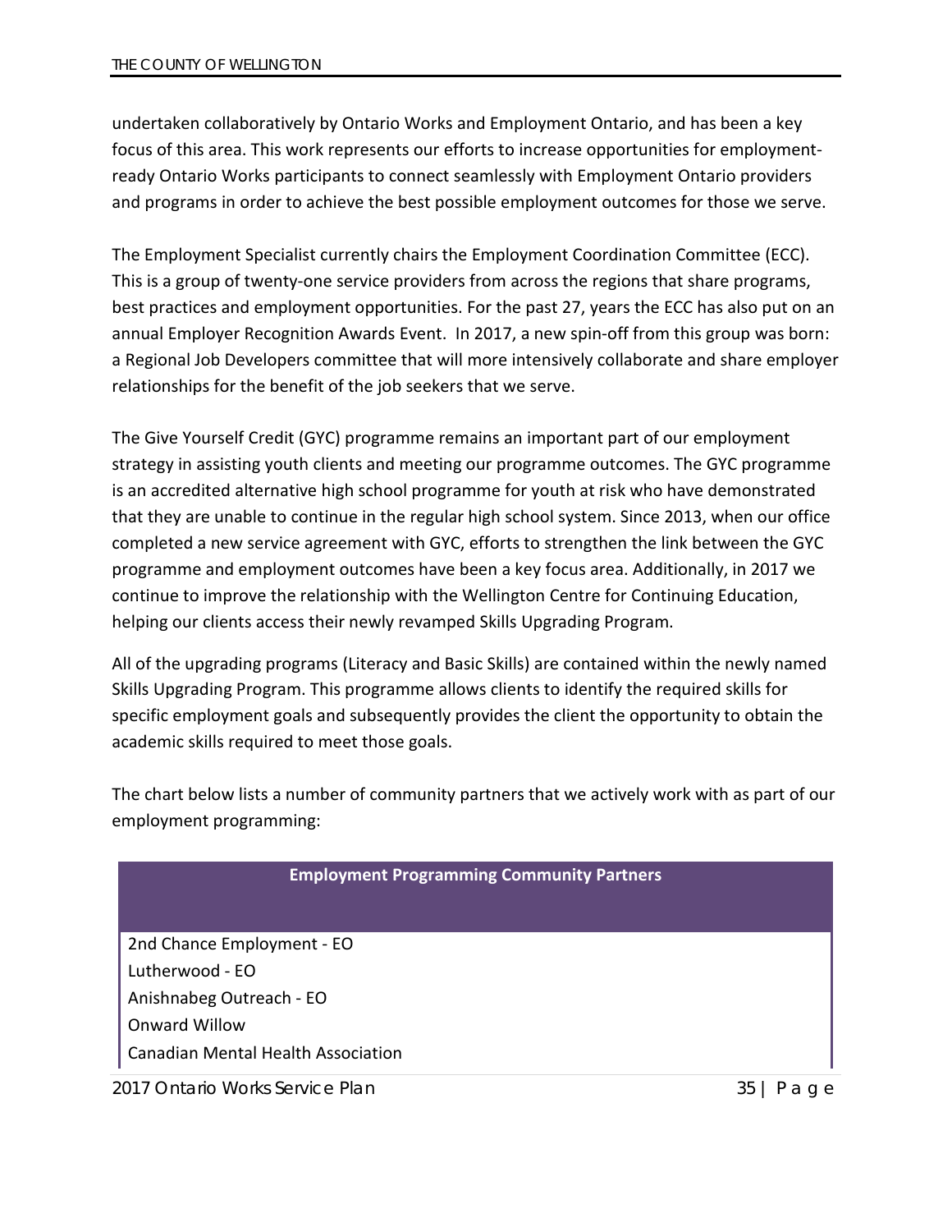undertaken collaboratively by Ontario Works and Employment Ontario, and has been a key focus of this area. This work represents our efforts to increase opportunities for employment-ready Ontario Works participants to connect seamlessly with Employment Ontario providers and programs in order to achieve the best possible employment outcomes for those we serve.

The Employment Specialist currently chairs the Employment Coordination Committee (ECC). This is a group of twenty-one service providers from across the regions that share programs, best practices and employment opportunities. For the past 27, years the ECC has also put on an annual Employer Recognition Awards Event. In 2017, a new spin-off from this group was born: a Regional Job Developers committee that will more intensively collaborate and share employer relationships for the benefit of the job seekers that we serve.

The Give Yourself Credit (GYC) programme remains an important part of our employment strategy in assisting youth clients and meeting our programme outcomes. The GYC programme is an accredited alternative high school programme for youth at risk who have demonstrated that they are unable to continue in the regular high school system. Since 2013, when our office completed a new service agreement with GYC, efforts to strengthen the link between the GYC programme and employment outcomes have been a key focus area. Additionally, in 2017 we continue to improve the relationship with the Wellington Centre for Continuing Education, helping our clients access their newly revamped Skills Upgrading Program.

All of the upgrading programs (Literacy and Basic Skills) are contained within the newly named Skills Upgrading Program. This programme allows clients to identify the required skills for specific employment goals and subsequently provides the client the opportunity to obtain the academic skills required to meet those goals.

The chart below lists a number of community partners that we actively work with as part of our employment programming:

| Employment Programming Community Partners |
| --- |
| 2nd Chance Employment - EO |
| Lutherwood - EO |
| Anishnabeg Outreach - EO |
| Onward Willow |
| Canadian Mental Health Association |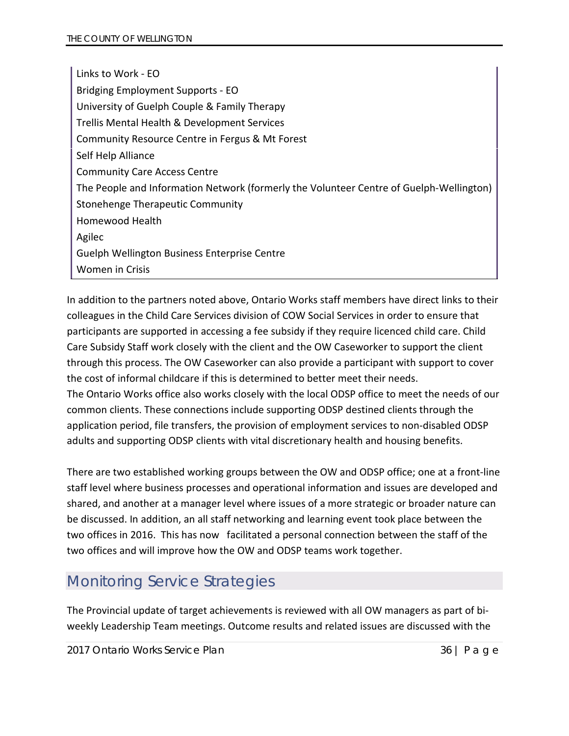| Links to Work - EO |
| --- |
| Bridging Employment Supports - EO |
| University of Guelph Couple & Family Therapy |
| Trellis Mental Health & Development Services |
| Community Resource Centre in Fergus & Mt Forest |
| Self Help Alliance |
| Community Care Access Centre |
| The People and Information Network (formerly the Volunteer Centre of Guelph-Wellington) |
| Stonehenge Therapeutic Community |
| Homewood Health |
| Agilec |
| Guelph Wellington Business Enterprise Centre |
| Women in Crisis |

In addition to the partners noted above, Ontario Works staff members have direct links to their colleagues in the Child Care Services division of COW Social Services in order to ensure that participants are supported in accessing a fee subsidy if they require licenced child care. Child Care Subsidy Staff work closely with the client and the OW Caseworker to support the client through this process. The OW Caseworker can also provide a participant with support to cover the cost of informal childcare if this is determined to better meet their needs.
The Ontario Works office also works closely with the local ODSP office to meet the needs of our common clients. These connections include supporting ODSP destined clients through the application period, file transfers, the provision of employment services to non-disabled ODSP adults and supporting ODSP clients with vital discretionary health and housing benefits.

There are two established working groups between the OW and ODSP office; one at a front-line staff level where business processes and operational information and issues are developed and shared, and another at a manager level where issues of a more strategic or broader nature can be discussed. In addition, an all staff networking and learning event took place between the two offices in 2016. This has now facilitated a personal connection between the staff of the two offices and will improve how the OW and ODSP teams work together.

## Monitoring Service Strategies

The Provincial update of target achievements is reviewed with all OW managers as part of bi-weekly Leadership Team meetings. Outcome results and related issues are discussed with the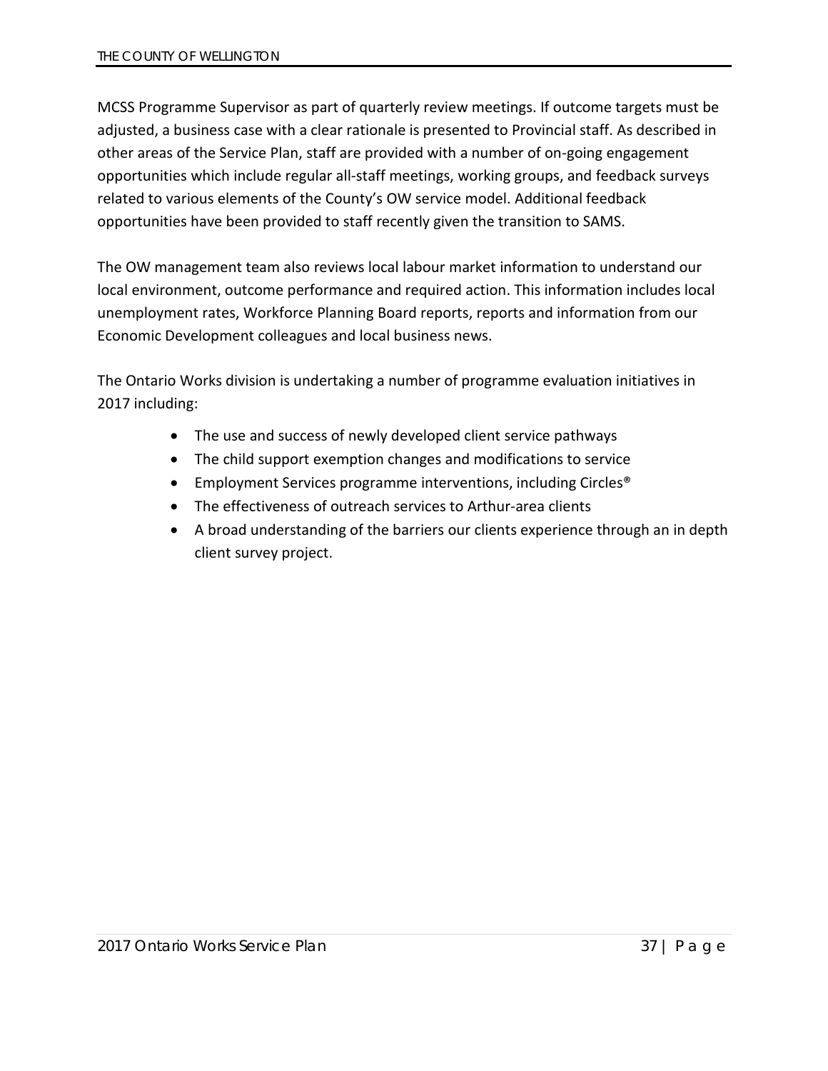MCSS Programme Supervisor as part of quarterly review meetings. If outcome targets must be adjusted, a business case with a clear rationale is presented to Provincial staff. As described in other areas of the Service Plan, staff are provided with a number of on-going engagement opportunities which include regular all-staff meetings, working groups, and feedback surveys related to various elements of the County's OW service model. Additional feedback opportunities have been provided to staff recently given the transition to SAMS.

The OW management team also reviews local labour market information to understand our local environment, outcome performance and required action. This information includes local unemployment rates, Workforce Planning Board reports, reports and information from our Economic Development colleagues and local business news.

The Ontario Works division is undertaking a number of programme evaluation initiatives in 2017 including:

- The use and success of newly developed client service pathways
- The child support exemption changes and modifications to service
- Employment Services programme interventions, including Circles®
- The effectiveness of outreach services to Arthur-area clients
- A broad understanding of the barriers our clients experience through an in depth client survey project.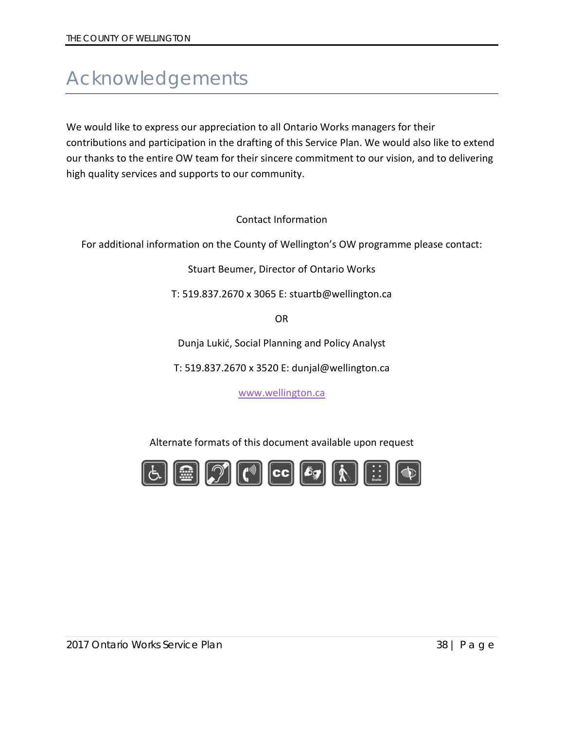# Acknowledgements

We would like to express our appreciation to all Ontario Works managers for their contributions and participation in the drafting of this Service Plan. We would also like to extend our thanks to the entire OW team for their sincere commitment to our vision, and to delivering high quality services and supports to our community.

Contact Information

For additional information on the County of Wellington's OW programme please contact:

Stuart Beumer, Director of Ontario Works

T: 519.837.2670 x 3065 E: stuartb@wellington.ca

OR

Dunja Lukić, Social Planning and Policy Analyst

T: 519.837.2670 x 3520 E: dunjal@wellington.ca

www.wellington.ca

Alternate formats of this document available upon request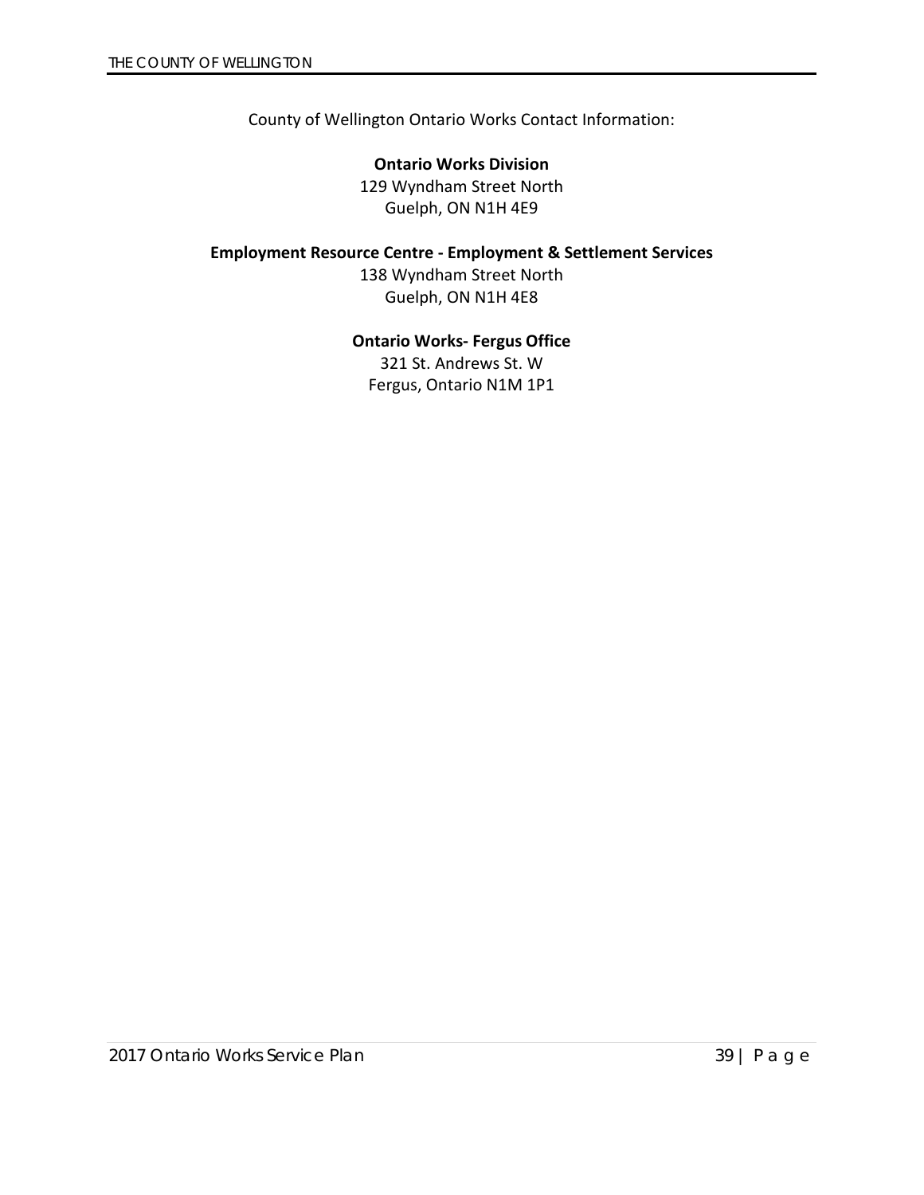County of Wellington Ontario Works Contact Information:

**Ontario Works Division**
129 Wyndham Street North
Guelph, ON N1H 4E9

**Employment Resource Centre - Employment & Settlement Services**
138 Wyndham Street North
Guelph, ON N1H 4E8

**Ontario Works- Fergus Office**
321 St. Andrews St. W
Fergus, Ontario N1M 1P1